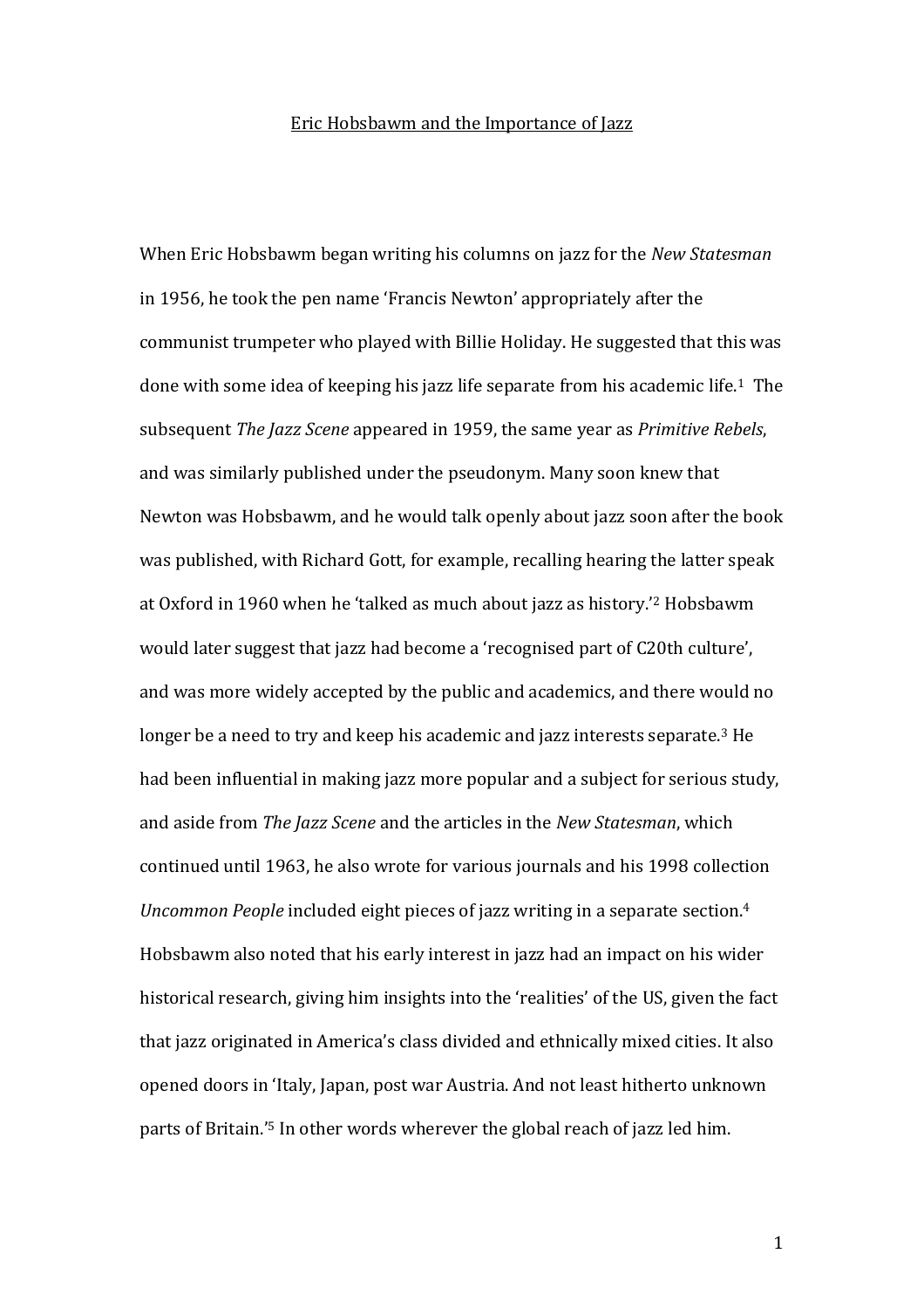# Eric Hobsbawm and the Importance of Jazz

When Eric Hobsbawm began writing his columns on jazz for the *New Statesman* in 1956, he took the pen name 'Francis Newton' appropriately after the communist trumpeter who played with Billie Holiday. He suggested that this was done with some idea of keeping his jazz life separate from his academic life.[1] The subsequent *The Jazz Scene* appeared in 1959, the same year as *Primitive Rebels*, and was similarly published under the pseudonym. Many soon knew that Newton was Hobsbawm, and he would talk openly about jazz soon after the book was published, with Richard Gott, for example, recalling hearing the latter speak at Oxford in 1960 when he 'talked as much about jazz as history.'[2] Hobsbawm would later suggest that jazz had become a 'recognised part of C20th culture', and was more widely accepted by the public and academics, and there would no longer be a need to try and keep his academic and jazz interests separate.[3] He had been influential in making jazz more popular and a subject for serious study, and aside from *The Jazz Scene* and the articles in the *New Statesman*, which continued until 1963, he also wrote for various journals and his 1998 collection *Uncommon People* included eight pieces of jazz writing in a separate section.[4] Hobsbawm also noted that his early interest in jazz had an impact on his wider historical research, giving him insights into the 'realities' of the US, given the fact that jazz originated in America's class divided and ethnically mixed cities. It also opened doors in 'Italy, Japan, post war Austria. And not least hitherto unknown parts of Britain.'[5] In other words wherever the global reach of jazz led him.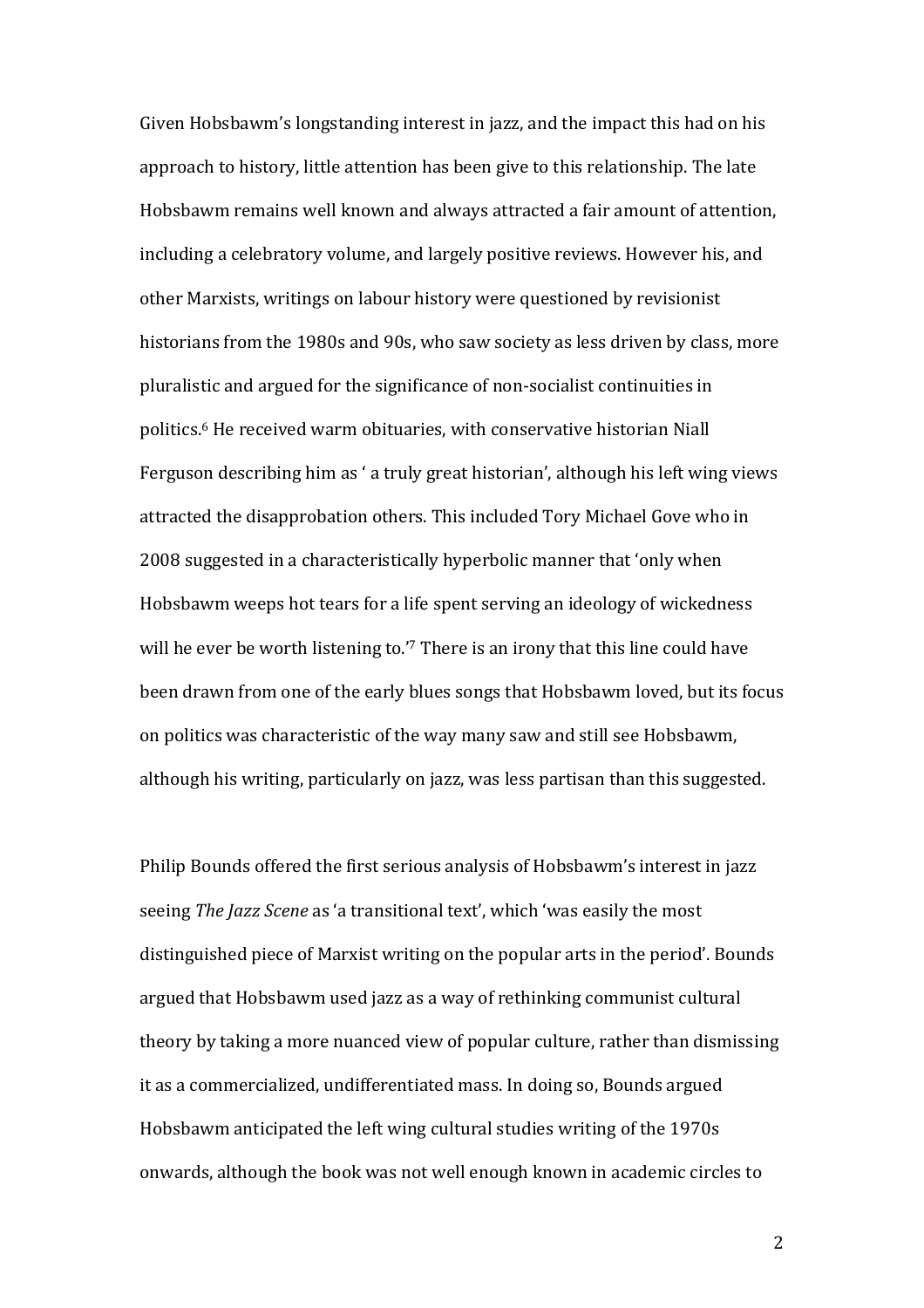Given Hobsbawm's longstanding interest in jazz, and the impact this had on his approach to history, little attention has been give to this relationship. The late Hobsbawm remains well known and always attracted a fair amount of attention, including a celebratory volume, and largely positive reviews. However his, and other Marxists, writings on labour history were questioned by revisionist historians from the 1980s and 90s, who saw society as less driven by class, more pluralistic and argued for the significance of non-socialist continuities in politics.[6] He received warm obituaries, with conservative historian Niall Ferguson describing him as ' a truly great historian', although his left wing views attracted the disapprobation others. This included Tory Michael Gove who in 2008 suggested in a characteristically hyperbolic manner that 'only when Hobsbawm weeps hot tears for a life spent serving an ideology of wickedness will he ever be worth listening to.'[7] There is an irony that this line could have been drawn from one of the early blues songs that Hobsbawm loved, but its focus on politics was characteristic of the way many saw and still see Hobsbawm, although his writing, particularly on jazz, was less partisan than this suggested.

Philip Bounds offered the first serious analysis of Hobsbawm's interest in jazz seeing *The Jazz Scene* as 'a transitional text', which 'was easily the most distinguished piece of Marxist writing on the popular arts in the period'. Bounds argued that Hobsbawm used jazz as a way of rethinking communist cultural theory by taking a more nuanced view of popular culture, rather than dismissing it as a commercialized, undifferentiated mass. In doing so, Bounds argued Hobsbawm anticipated the left wing cultural studies writing of the 1970s onwards, although the book was not well enough known in academic circles to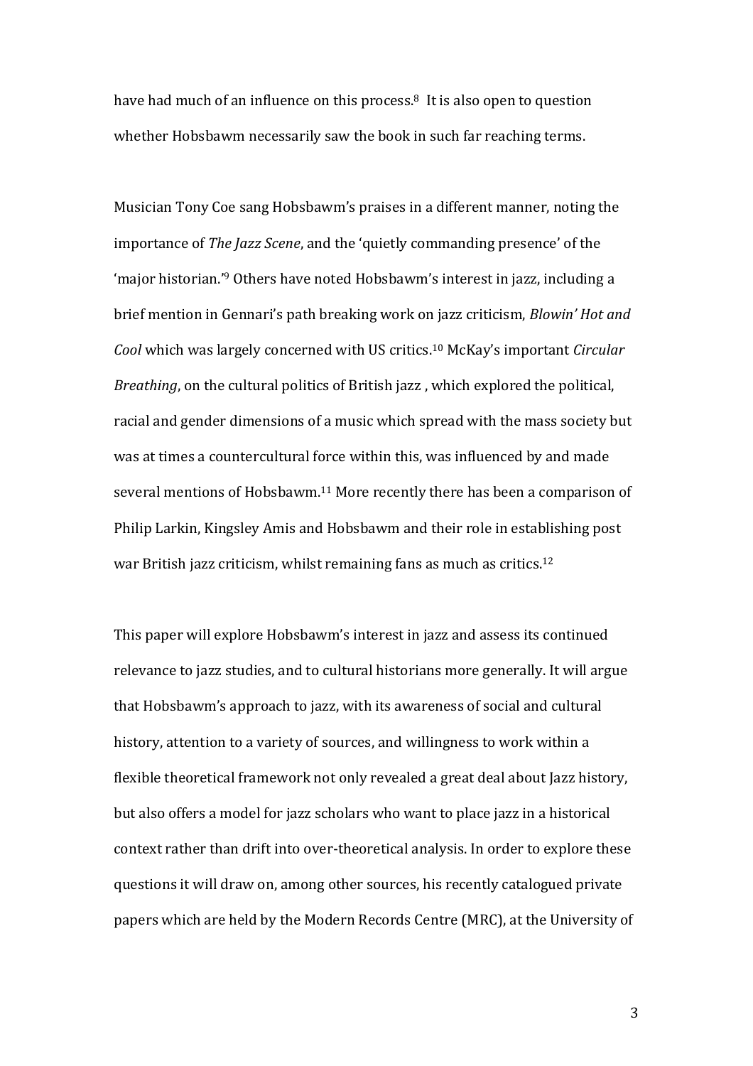have had much of an influence on this process.[8] It is also open to question whether Hobsbawm necessarily saw the book in such far reaching terms.

Musician Tony Coe sang Hobsbawm's praises in a different manner, noting the importance of *The Jazz Scene*, and the 'quietly commanding presence' of the 'major historian.'[9] Others have noted Hobsbawm's interest in jazz, including a brief mention in Gennari's path breaking work on jazz criticism, *Blowin' Hot and Cool* which was largely concerned with US critics.[10] McKay's important *Circular Breathing*, on the cultural politics of British jazz , which explored the political, racial and gender dimensions of a music which spread with the mass society but was at times a countercultural force within this, was influenced by and made several mentions of Hobsbawm.[11] More recently there has been a comparison of Philip Larkin, Kingsley Amis and Hobsbawm and their role in establishing post war British jazz criticism, whilst remaining fans as much as critics.[12]

This paper will explore Hobsbawm's interest in jazz and assess its continued relevance to jazz studies, and to cultural historians more generally. It will argue that Hobsbawm's approach to jazz, with its awareness of social and cultural history, attention to a variety of sources, and willingness to work within a flexible theoretical framework not only revealed a great deal about Jazz history, but also offers a model for jazz scholars who want to place jazz in a historical context rather than drift into over-theoretical analysis. In order to explore these questions it will draw on, among other sources, his recently catalogued private papers which are held by the Modern Records Centre (MRC), at the University of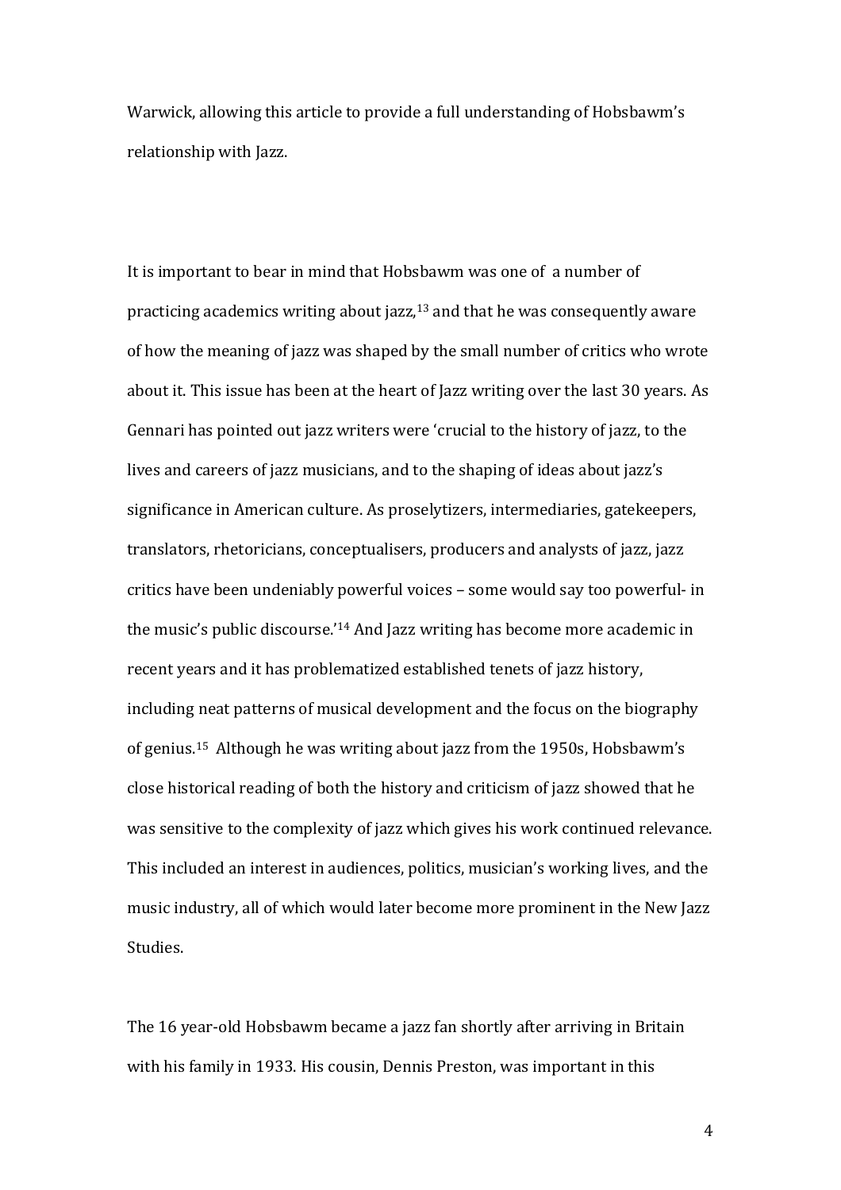Warwick, allowing this article to provide a full understanding of Hobsbawm's relationship with Jazz.

It is important to bear in mind that Hobsbawm was one of a number of practicing academics writing about jazz,[13] and that he was consequently aware of how the meaning of jazz was shaped by the small number of critics who wrote about it. This issue has been at the heart of Jazz writing over the last 30 years. As Gennari has pointed out jazz writers were 'crucial to the history of jazz, to the lives and careers of jazz musicians, and to the shaping of ideas about jazz's significance in American culture. As proselytizers, intermediaries, gatekeepers, translators, rhetoricians, conceptualisers, producers and analysts of jazz, jazz critics have been undeniably powerful voices – some would say too powerful- in the music's public discourse.'[14] And Jazz writing has become more academic in recent years and it has problematized established tenets of jazz history, including neat patterns of musical development and the focus on the biography of genius.[15] Although he was writing about jazz from the 1950s, Hobsbawm's close historical reading of both the history and criticism of jazz showed that he was sensitive to the complexity of jazz which gives his work continued relevance. This included an interest in audiences, politics, musician's working lives, and the music industry, all of which would later become more prominent in the New Jazz Studies.

The 16 year-old Hobsbawm became a jazz fan shortly after arriving in Britain with his family in 1933. His cousin, Dennis Preston, was important in this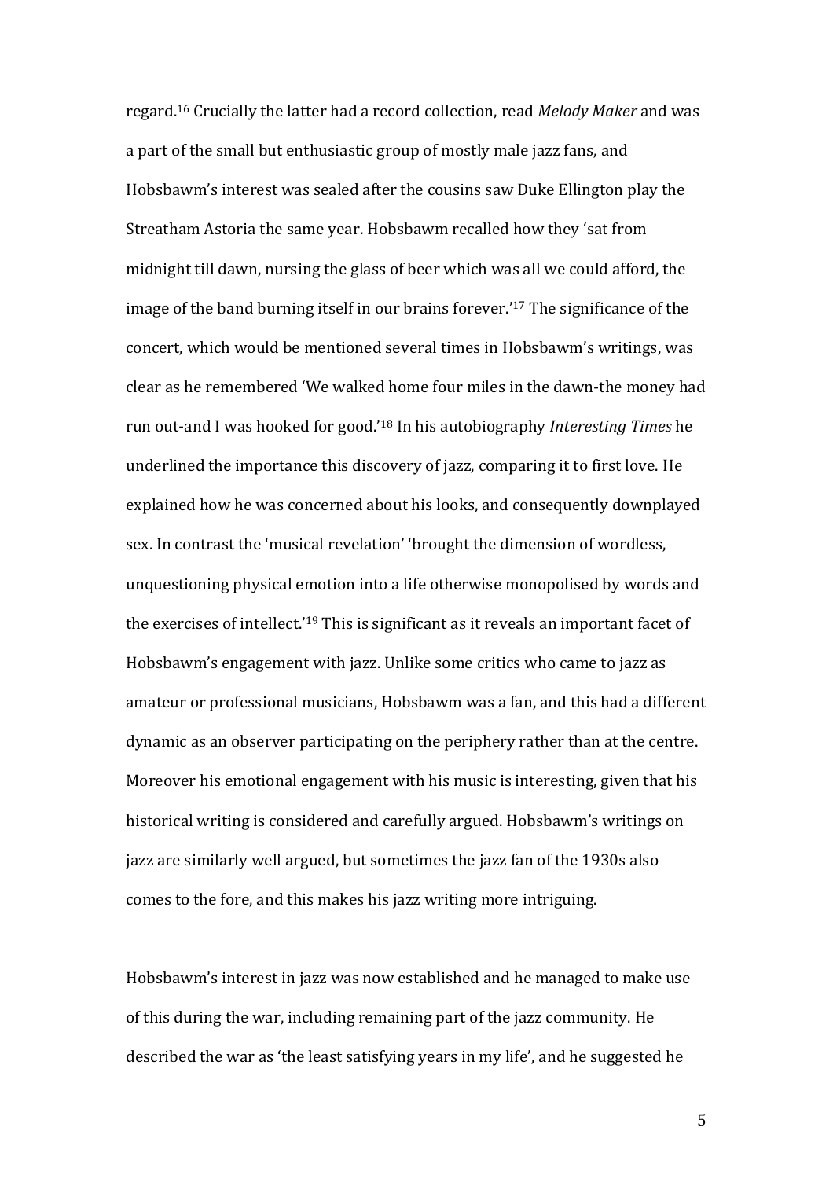regard.[16] Crucially the latter had a record collection, read *Melody Maker* and was a part of the small but enthusiastic group of mostly male jazz fans, and Hobsbawm's interest was sealed after the cousins saw Duke Ellington play the Streatham Astoria the same year. Hobsbawm recalled how they 'sat from midnight till dawn, nursing the glass of beer which was all we could afford, the image of the band burning itself in our brains forever.'[17] The significance of the concert, which would be mentioned several times in Hobsbawm's writings, was clear as he remembered 'We walked home four miles in the dawn-the money had run out-and I was hooked for good.'[18] In his autobiography *Interesting Times* he underlined the importance this discovery of jazz, comparing it to first love. He explained how he was concerned about his looks, and consequently downplayed sex. In contrast the 'musical revelation' 'brought the dimension of wordless, unquestioning physical emotion into a life otherwise monopolised by words and the exercises of intellect.'[19] This is significant as it reveals an important facet of Hobsbawm's engagement with jazz. Unlike some critics who came to jazz as amateur or professional musicians, Hobsbawm was a fan, and this had a different dynamic as an observer participating on the periphery rather than at the centre. Moreover his emotional engagement with his music is interesting, given that his historical writing is considered and carefully argued. Hobsbawm's writings on jazz are similarly well argued, but sometimes the jazz fan of the 1930s also comes to the fore, and this makes his jazz writing more intriguing.

Hobsbawm's interest in jazz was now established and he managed to make use of this during the war, including remaining part of the jazz community. He described the war as 'the least satisfying years in my life', and he suggested he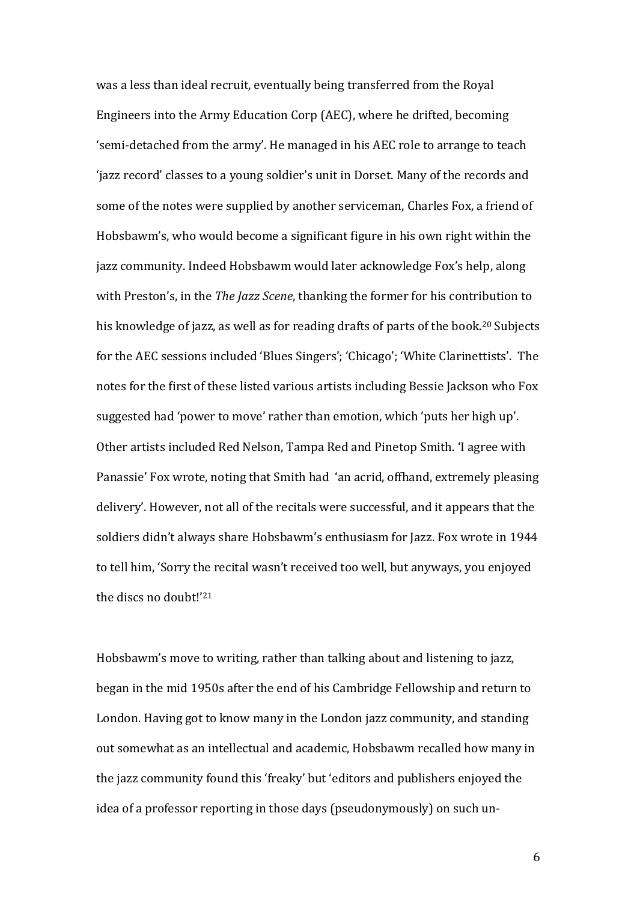was a less than ideal recruit, eventually being transferred from the Royal Engineers into the Army Education Corp (AEC), where he drifted, becoming 'semi-detached from the army'. He managed in his AEC role to arrange to teach 'jazz record' classes to a young soldier's unit in Dorset. Many of the records and some of the notes were supplied by another serviceman, Charles Fox, a friend of Hobsbawm's, who would become a significant figure in his own right within the jazz community. Indeed Hobsbawm would later acknowledge Fox's help, along with Preston's, in the *The Jazz Scene*, thanking the former for his contribution to his knowledge of jazz, as well as for reading drafts of parts of the book.[20] Subjects for the AEC sessions included 'Blues Singers'; 'Chicago'; 'White Clarinettists'. The notes for the first of these listed various artists including Bessie Jackson who Fox suggested had 'power to move' rather than emotion, which 'puts her high up'. Other artists included Red Nelson, Tampa Red and Pinetop Smith. 'I agree with Panassie' Fox wrote, noting that Smith had 'an acrid, offhand, extremely pleasing delivery'. However, not all of the recitals were successful, and it appears that the soldiers didn't always share Hobsbawm's enthusiasm for Jazz. Fox wrote in 1944 to tell him, 'Sorry the recital wasn't received too well, but anyways, you enjoyed the discs no doubt!'[21]

Hobsbawm's move to writing, rather than talking about and listening to jazz, began in the mid 1950s after the end of his Cambridge Fellowship and return to London. Having got to know many in the London jazz community, and standing out somewhat as an intellectual and academic, Hobsbawm recalled how many in the jazz community found this 'freaky' but 'editors and publishers enjoyed the idea of a professor reporting in those days (pseudonymously) on such un-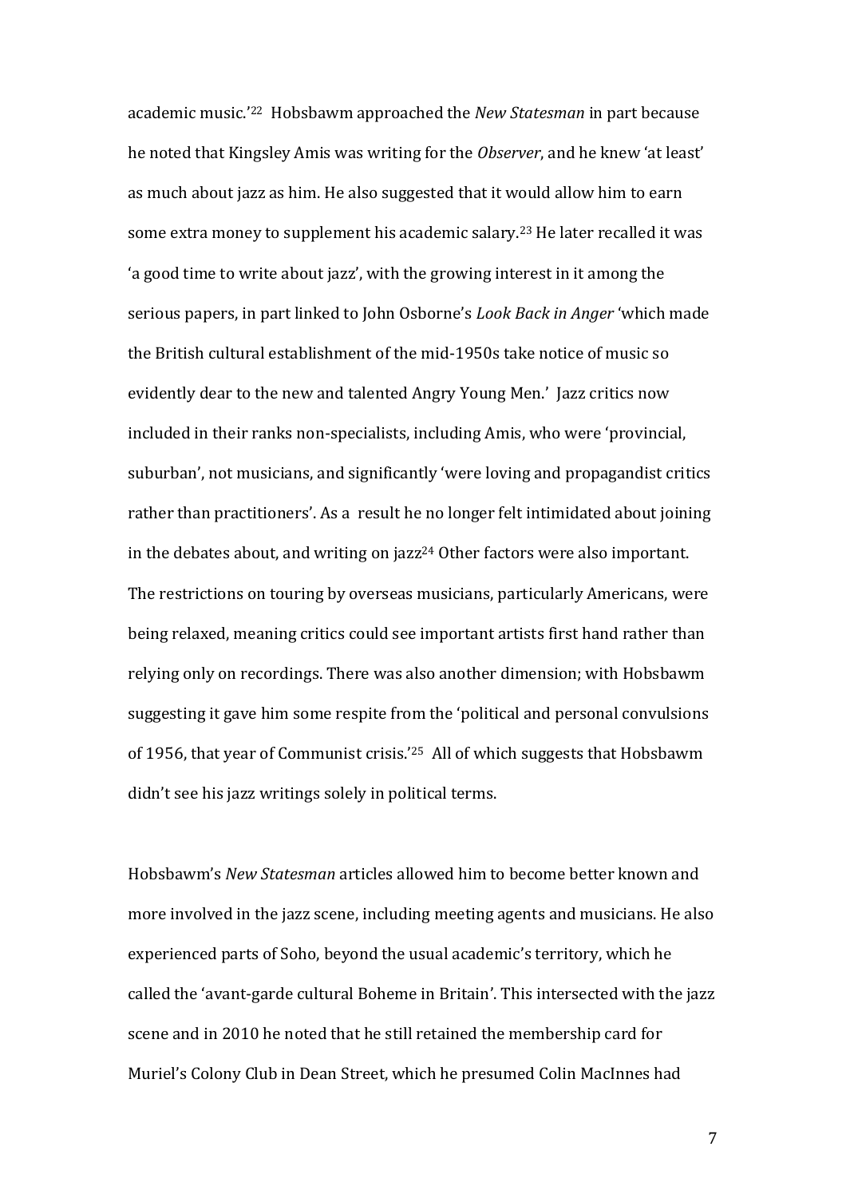academic music.'[22] Hobsbawm approached the *New Statesman* in part because he noted that Kingsley Amis was writing for the *Observer*, and he knew 'at least' as much about jazz as him. He also suggested that it would allow him to earn some extra money to supplement his academic salary.[23] He later recalled it was 'a good time to write about jazz', with the growing interest in it among the serious papers, in part linked to John Osborne's *Look Back in Anger* 'which made the British cultural establishment of the mid-1950s take notice of music so evidently dear to the new and talented Angry Young Men.' Jazz critics now included in their ranks non-specialists, including Amis, who were 'provincial, suburban', not musicians, and significantly 'were loving and propagandist critics rather than practitioners'. As a result he no longer felt intimidated about joining in the debates about, and writing on jazz[24] Other factors were also important. The restrictions on touring by overseas musicians, particularly Americans, were being relaxed, meaning critics could see important artists first hand rather than relying only on recordings. There was also another dimension; with Hobsbawm suggesting it gave him some respite from the 'political and personal convulsions of 1956, that year of Communist crisis.'[25] All of which suggests that Hobsbawm didn't see his jazz writings solely in political terms.

Hobsbawm's *New Statesman* articles allowed him to become better known and more involved in the jazz scene, including meeting agents and musicians. He also experienced parts of Soho, beyond the usual academic's territory, which he called the 'avant-garde cultural Boheme in Britain'. This intersected with the jazz scene and in 2010 he noted that he still retained the membership card for Muriel's Colony Club in Dean Street, which he presumed Colin MacInnes had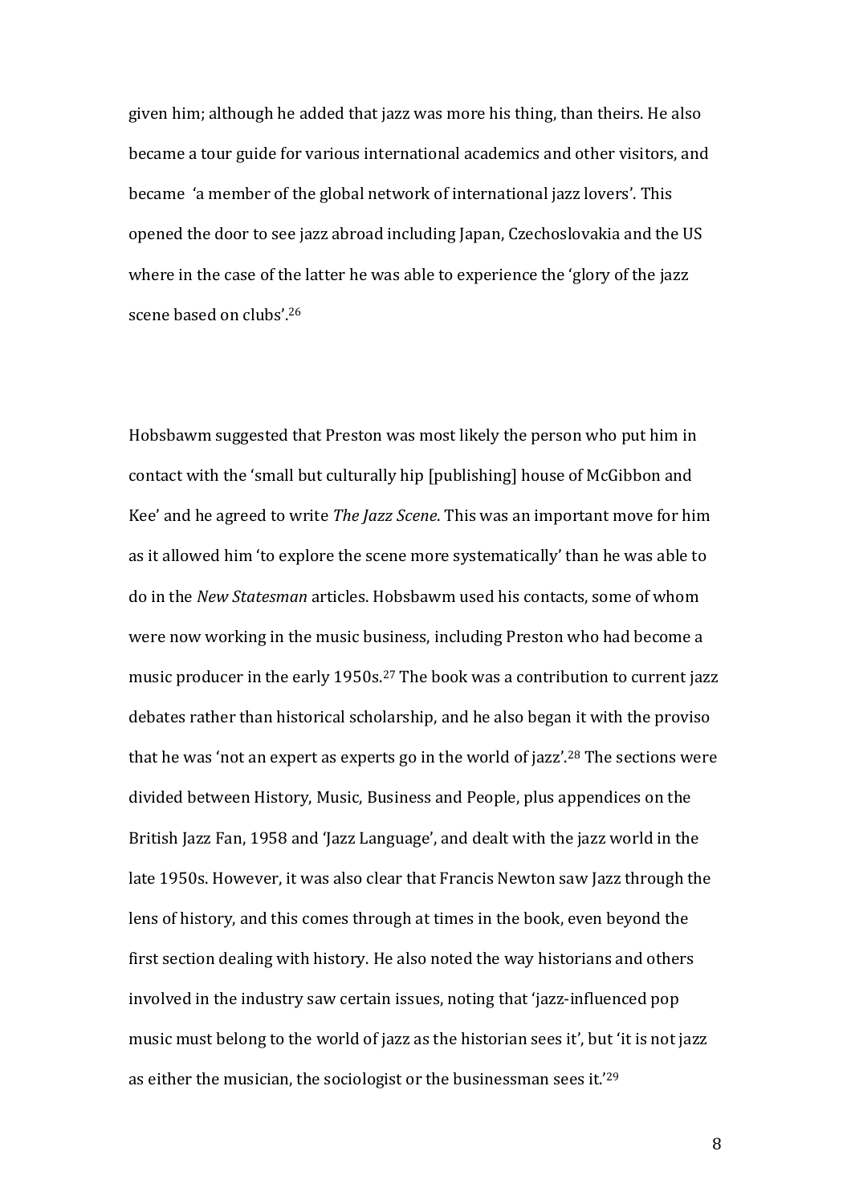given him; although he added that jazz was more his thing, than theirs. He also became a tour guide for various international academics and other visitors, and became 'a member of the global network of international jazz lovers'. This opened the door to see jazz abroad including Japan, Czechoslovakia and the US where in the case of the latter he was able to experience the 'glory of the jazz scene based on clubs'.[26]

Hobsbawm suggested that Preston was most likely the person who put him in contact with the 'small but culturally hip [publishing] house of McGibbon and Kee' and he agreed to write *The Jazz Scene*. This was an important move for him as it allowed him 'to explore the scene more systematically' than he was able to do in the *New Statesman* articles. Hobsbawm used his contacts, some of whom were now working in the music business, including Preston who had become a music producer in the early 1950s.[27] The book was a contribution to current jazz debates rather than historical scholarship, and he also began it with the proviso that he was 'not an expert as experts go in the world of jazz'.[28] The sections were divided between History, Music, Business and People, plus appendices on the British Jazz Fan, 1958 and 'Jazz Language', and dealt with the jazz world in the late 1950s. However, it was also clear that Francis Newton saw Jazz through the lens of history, and this comes through at times in the book, even beyond the first section dealing with history. He also noted the way historians and others involved in the industry saw certain issues, noting that 'jazz-influenced pop music must belong to the world of jazz as the historian sees it', but 'it is not jazz as either the musician, the sociologist or the businessman sees it.'[29]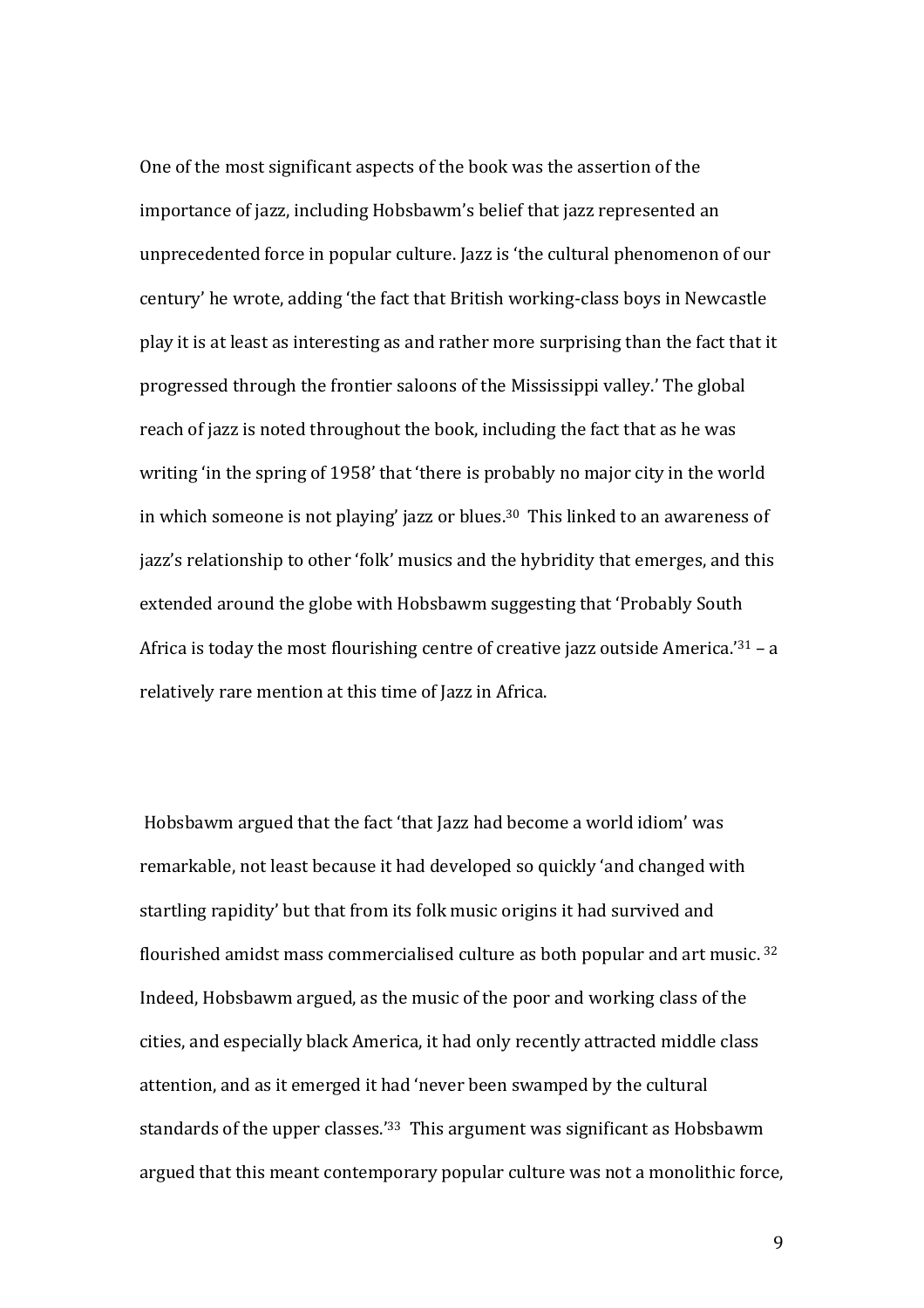One of the most significant aspects of the book was the assertion of the importance of jazz, including Hobsbawm's belief that jazz represented an unprecedented force in popular culture. Jazz is 'the cultural phenomenon of our century' he wrote, adding 'the fact that British working-class boys in Newcastle play it is at least as interesting as and rather more surprising than the fact that it progressed through the frontier saloons of the Mississippi valley.' The global reach of jazz is noted throughout the book, including the fact that as he was writing 'in the spring of 1958' that 'there is probably no major city in the world in which someone is not playing' jazz or blues.[30] This linked to an awareness of jazz's relationship to other 'folk' musics and the hybridity that emerges, and this extended around the globe with Hobsbawm suggesting that 'Probably South Africa is today the most flourishing centre of creative jazz outside America.'[31] – a relatively rare mention at this time of Jazz in Africa.

Hobsbawm argued that the fact 'that Jazz had become a world idiom' was remarkable, not least because it had developed so quickly 'and changed with startling rapidity' but that from its folk music origins it had survived and flourished amidst mass commercialised culture as both popular and art music. [32] Indeed, Hobsbawm argued, as the music of the poor and working class of the cities, and especially black America, it had only recently attracted middle class attention, and as it emerged it had 'never been swamped by the cultural standards of the upper classes.'[33] This argument was significant as Hobsbawm argued that this meant contemporary popular culture was not a monolithic force,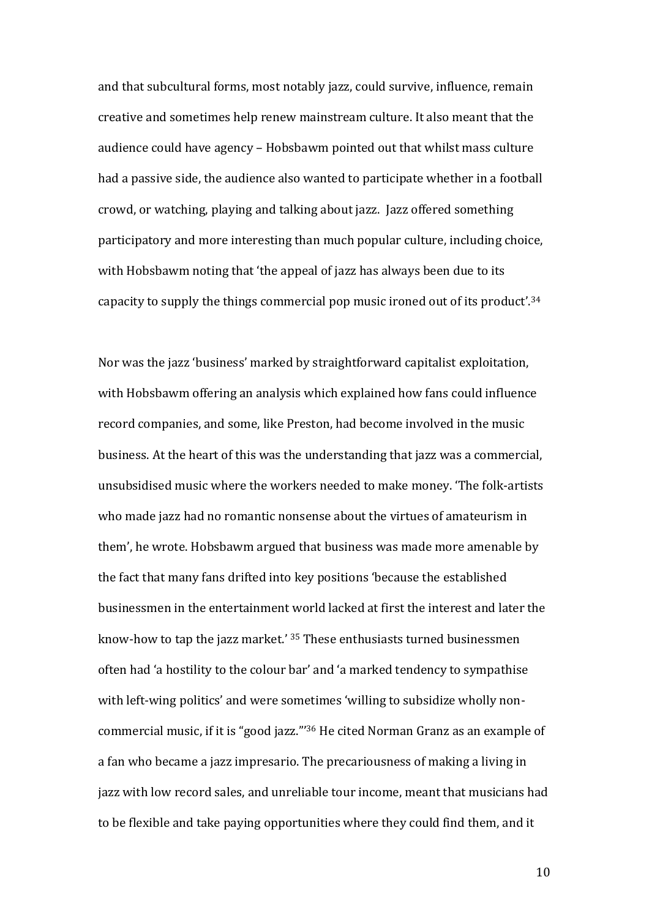and that subcultural forms, most notably jazz, could survive, influence, remain creative and sometimes help renew mainstream culture. It also meant that the audience could have agency – Hobsbawm pointed out that whilst mass culture had a passive side, the audience also wanted to participate whether in a football crowd, or watching, playing and talking about jazz. Jazz offered something participatory and more interesting than much popular culture, including choice, with Hobsbawm noting that 'the appeal of jazz has always been due to its capacity to supply the things commercial pop music ironed out of its product'.[34]

Nor was the jazz 'business' marked by straightforward capitalist exploitation, with Hobsbawm offering an analysis which explained how fans could influence record companies, and some, like Preston, had become involved in the music business. At the heart of this was the understanding that jazz was a commercial, unsubsidised music where the workers needed to make money. 'The folk-artists who made jazz had no romantic nonsense about the virtues of amateurism in them', he wrote. Hobsbawm argued that business was made more amenable by the fact that many fans drifted into key positions 'because the established businessmen in the entertainment world lacked at first the interest and later the know-how to tap the jazz market.' [35] These enthusiasts turned businessmen often had 'a hostility to the colour bar' and 'a marked tendency to sympathise with left-wing politics' and were sometimes 'willing to subsidize wholly non-commercial music, if it is "good jazz."'[36] He cited Norman Granz as an example of a fan who became a jazz impresario. The precariousness of making a living in jazz with low record sales, and unreliable tour income, meant that musicians had to be flexible and take paying opportunities where they could find them, and it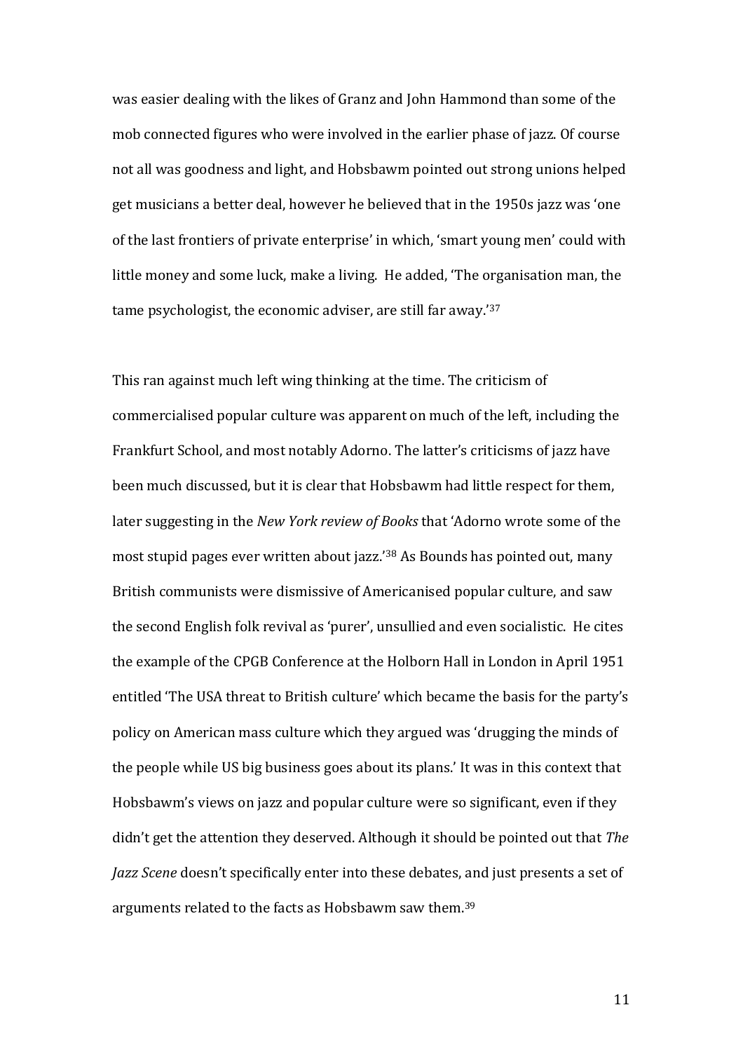was easier dealing with the likes of Granz and John Hammond than some of the mob connected figures who were involved in the earlier phase of jazz. Of course not all was goodness and light, and Hobsbawm pointed out strong unions helped get musicians a better deal, however he believed that in the 1950s jazz was 'one of the last frontiers of private enterprise' in which, 'smart young men' could with little money and some luck, make a living. He added, 'The organisation man, the tame psychologist, the economic adviser, are still far away.'[37]

This ran against much left wing thinking at the time. The criticism of commercialised popular culture was apparent on much of the left, including the Frankfurt School, and most notably Adorno. The latter's criticisms of jazz have been much discussed, but it is clear that Hobsbawm had little respect for them, later suggesting in the *New York review of Books* that 'Adorno wrote some of the most stupid pages ever written about jazz.'[38] As Bounds has pointed out, many British communists were dismissive of Americanised popular culture, and saw the second English folk revival as 'purer', unsullied and even socialistic. He cites the example of the CPGB Conference at the Holborn Hall in London in April 1951 entitled 'The USA threat to British culture' which became the basis for the party's policy on American mass culture which they argued was 'drugging the minds of the people while US big business goes about its plans.' It was in this context that Hobsbawm's views on jazz and popular culture were so significant, even if they didn't get the attention they deserved. Although it should be pointed out that *The Jazz Scene* doesn't specifically enter into these debates, and just presents a set of arguments related to the facts as Hobsbawm saw them.[39]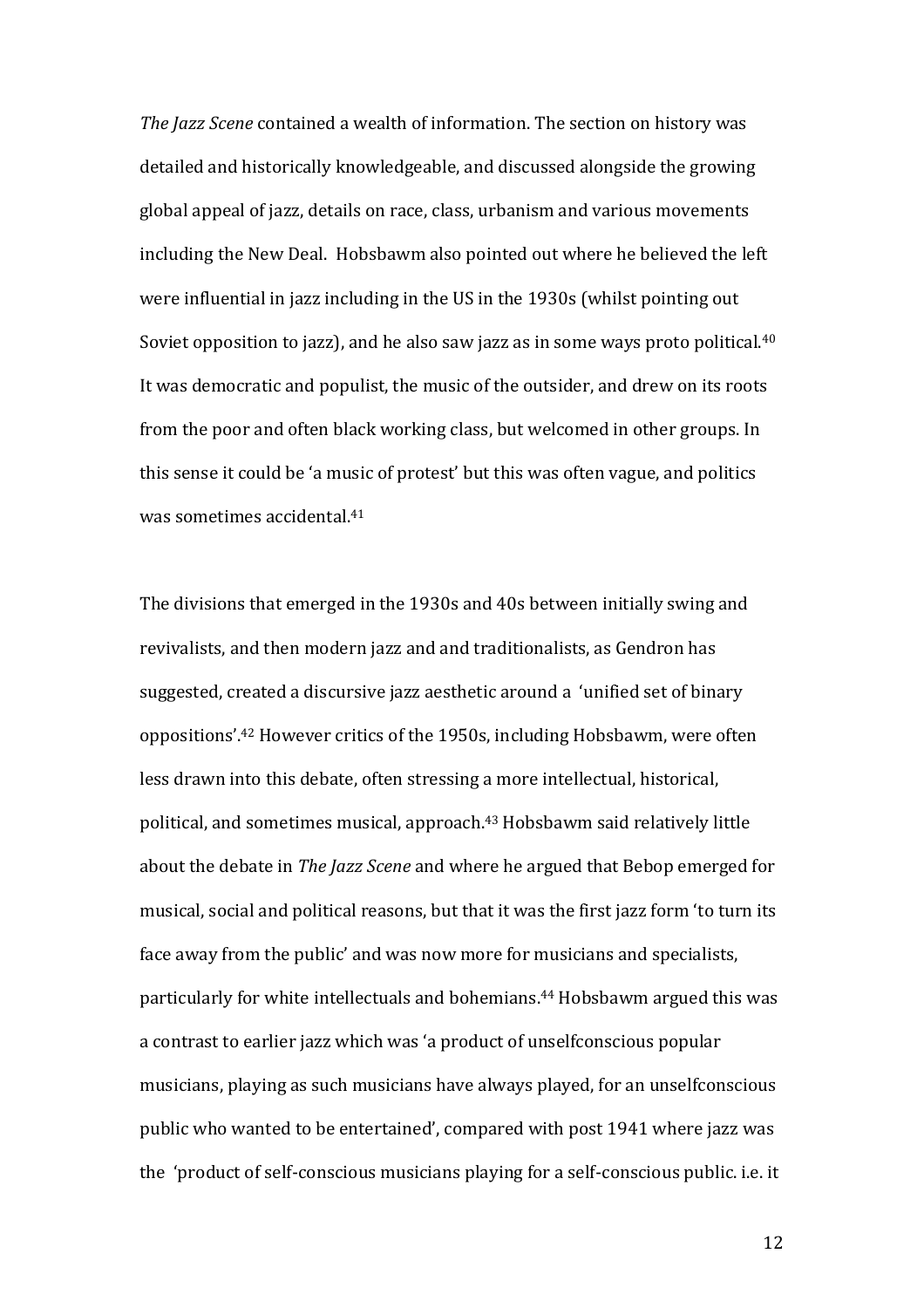*The Jazz Scene* contained a wealth of information. The section on history was detailed and historically knowledgeable, and discussed alongside the growing global appeal of jazz, details on race, class, urbanism and various movements including the New Deal. Hobsbawm also pointed out where he believed the left were influential in jazz including in the US in the 1930s (whilst pointing out Soviet opposition to jazz), and he also saw jazz as in some ways proto political.[40] It was democratic and populist, the music of the outsider, and drew on its roots from the poor and often black working class, but welcomed in other groups. In this sense it could be 'a music of protest' but this was often vague, and politics was sometimes accidental.[41]

The divisions that emerged in the 1930s and 40s between initially swing and revivalists, and then modern jazz and and traditionalists, as Gendron has suggested, created a discursive jazz aesthetic around a 'unified set of binary oppositions'.[42] However critics of the 1950s, including Hobsbawm, were often less drawn into this debate, often stressing a more intellectual, historical, political, and sometimes musical, approach.[43] Hobsbawm said relatively little about the debate in *The Jazz Scene* and where he argued that Bebop emerged for musical, social and political reasons, but that it was the first jazz form 'to turn its face away from the public' and was now more for musicians and specialists, particularly for white intellectuals and bohemians.[44] Hobsbawm argued this was a contrast to earlier jazz which was 'a product of unselfconscious popular musicians, playing as such musicians have always played, for an unselfconscious public who wanted to be entertained', compared with post 1941 where jazz was the 'product of self-conscious musicians playing for a self-conscious public. i.e. it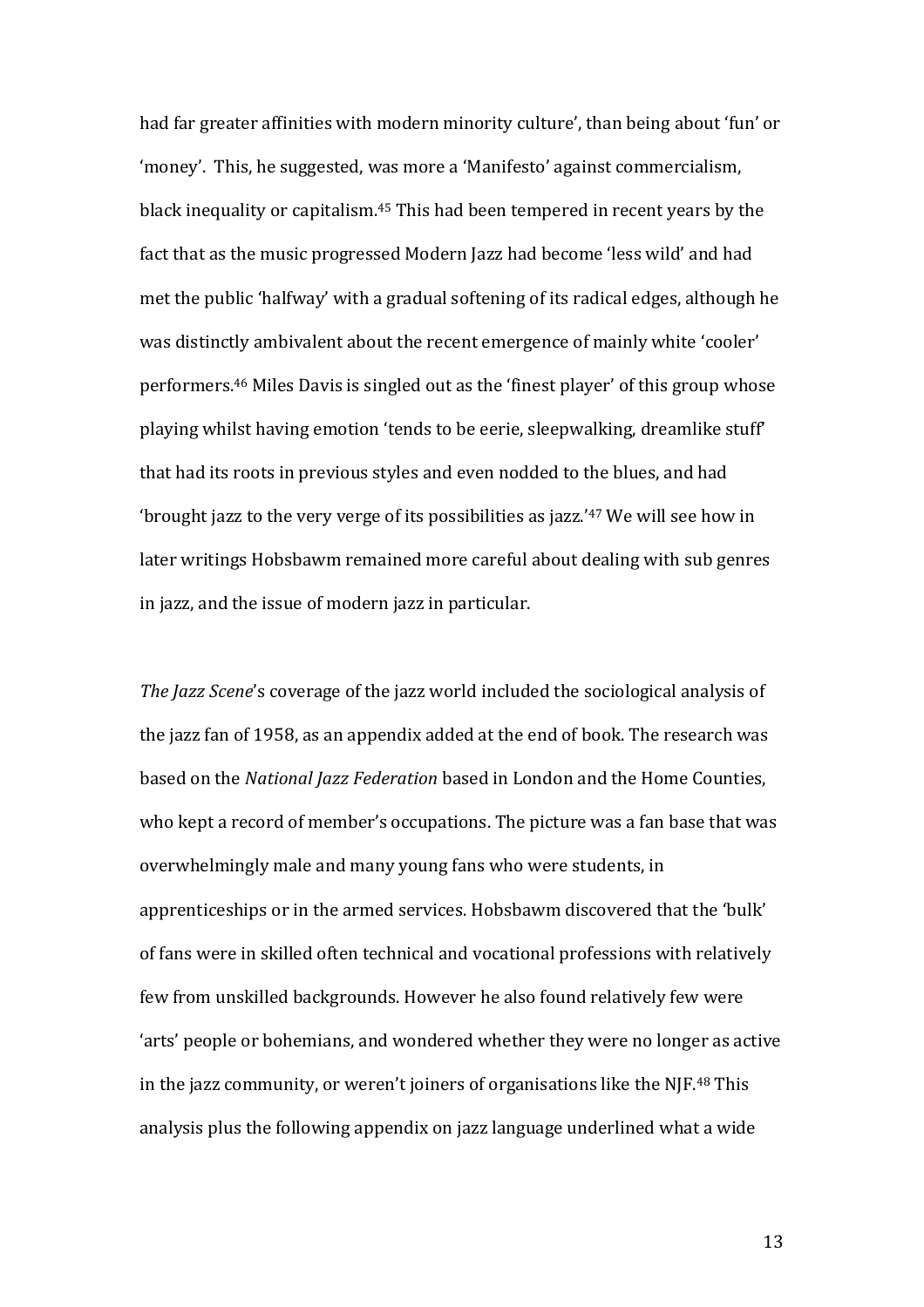had far greater affinities with modern minority culture', than being about 'fun' or 'money'. This, he suggested, was more a 'Manifesto' against commercialism, black inequality or capitalism.[45] This had been tempered in recent years by the fact that as the music progressed Modern Jazz had become 'less wild' and had met the public 'halfway' with a gradual softening of its radical edges, although he was distinctly ambivalent about the recent emergence of mainly white 'cooler' performers.[46] Miles Davis is singled out as the 'finest player' of this group whose playing whilst having emotion 'tends to be eerie, sleepwalking, dreamlike stuff' that had its roots in previous styles and even nodded to the blues, and had 'brought jazz to the very verge of its possibilities as jazz.'[47] We will see how in later writings Hobsbawm remained more careful about dealing with sub genres in jazz, and the issue of modern jazz in particular.

*The Jazz Scene*'s coverage of the jazz world included the sociological analysis of the jazz fan of 1958, as an appendix added at the end of book. The research was based on the *National Jazz Federation* based in London and the Home Counties, who kept a record of member's occupations. The picture was a fan base that was overwhelmingly male and many young fans who were students, in apprenticeships or in the armed services. Hobsbawm discovered that the 'bulk' of fans were in skilled often technical and vocational professions with relatively few from unskilled backgrounds. However he also found relatively few were 'arts' people or bohemians, and wondered whether they were no longer as active in the jazz community, or weren't joiners of organisations like the NJF.[48] This analysis plus the following appendix on jazz language underlined what a wide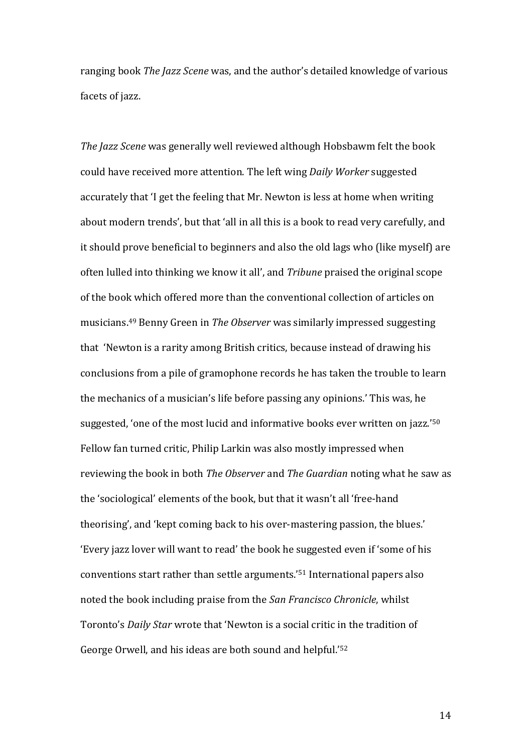ranging book *The Jazz Scene* was, and the author's detailed knowledge of various facets of jazz.

*The Jazz Scene* was generally well reviewed although Hobsbawm felt the book could have received more attention. The left wing *Daily Worker* suggested accurately that 'I get the feeling that Mr. Newton is less at home when writing about modern trends', but that 'all in all this is a book to read very carefully, and it should prove beneficial to beginners and also the old lags who (like myself) are often lulled into thinking we know it all', and *Tribune* praised the original scope of the book which offered more than the conventional collection of articles on musicians.[49] Benny Green in *The Observer* was similarly impressed suggesting that 'Newton is a rarity among British critics, because instead of drawing his conclusions from a pile of gramophone records he has taken the trouble to learn the mechanics of a musician's life before passing any opinions.' This was, he suggested, 'one of the most lucid and informative books ever written on jazz.'[50] Fellow fan turned critic, Philip Larkin was also mostly impressed when reviewing the book in both *The Observer* and *The Guardian* noting what he saw as the 'sociological' elements of the book, but that it wasn't all 'free-hand theorising', and 'kept coming back to his over-mastering passion, the blues.' 'Every jazz lover will want to read' the book he suggested even if 'some of his conventions start rather than settle arguments.'[51] International papers also noted the book including praise from the *San Francisco Chronicle*, whilst Toronto's *Daily Star* wrote that 'Newton is a social critic in the tradition of George Orwell, and his ideas are both sound and helpful.'[52]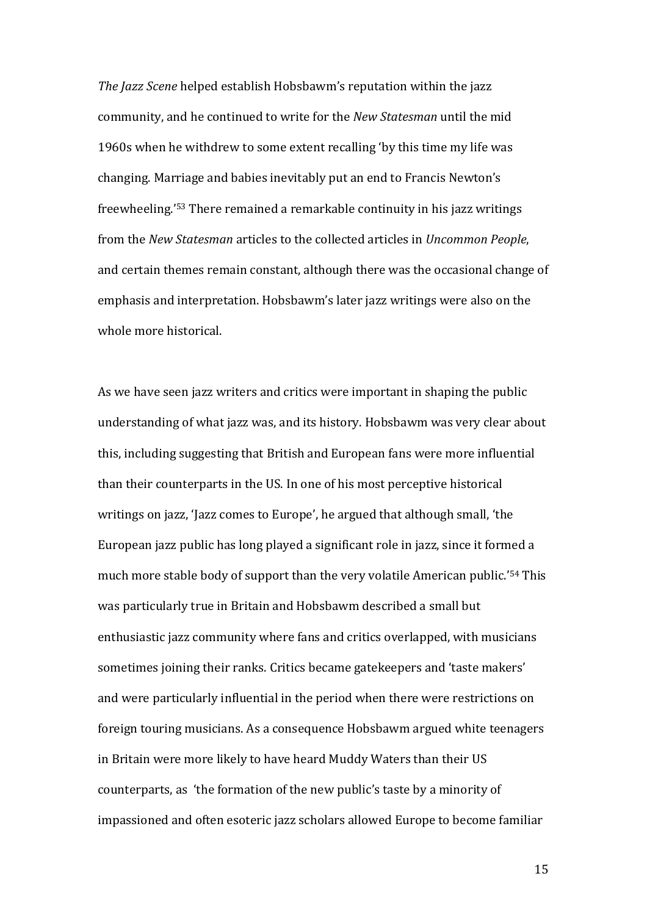*The Jazz Scene* helped establish Hobsbawm's reputation within the jazz community, and he continued to write for the *New Statesman* until the mid 1960s when he withdrew to some extent recalling 'by this time my life was changing. Marriage and babies inevitably put an end to Francis Newton's freewheeling.'[53] There remained a remarkable continuity in his jazz writings from the *New Statesman* articles to the collected articles in *Uncommon People*, and certain themes remain constant, although there was the occasional change of emphasis and interpretation. Hobsbawm's later jazz writings were also on the whole more historical.

As we have seen jazz writers and critics were important in shaping the public understanding of what jazz was, and its history. Hobsbawm was very clear about this, including suggesting that British and European fans were more influential than their counterparts in the US. In one of his most perceptive historical writings on jazz, 'Jazz comes to Europe', he argued that although small, 'the European jazz public has long played a significant role in jazz, since it formed a much more stable body of support than the very volatile American public.'[54] This was particularly true in Britain and Hobsbawm described a small but enthusiastic jazz community where fans and critics overlapped, with musicians sometimes joining their ranks. Critics became gatekeepers and 'taste makers' and were particularly influential in the period when there were restrictions on foreign touring musicians. As a consequence Hobsbawm argued white teenagers in Britain were more likely to have heard Muddy Waters than their US counterparts, as 'the formation of the new public's taste by a minority of impassioned and often esoteric jazz scholars allowed Europe to become familiar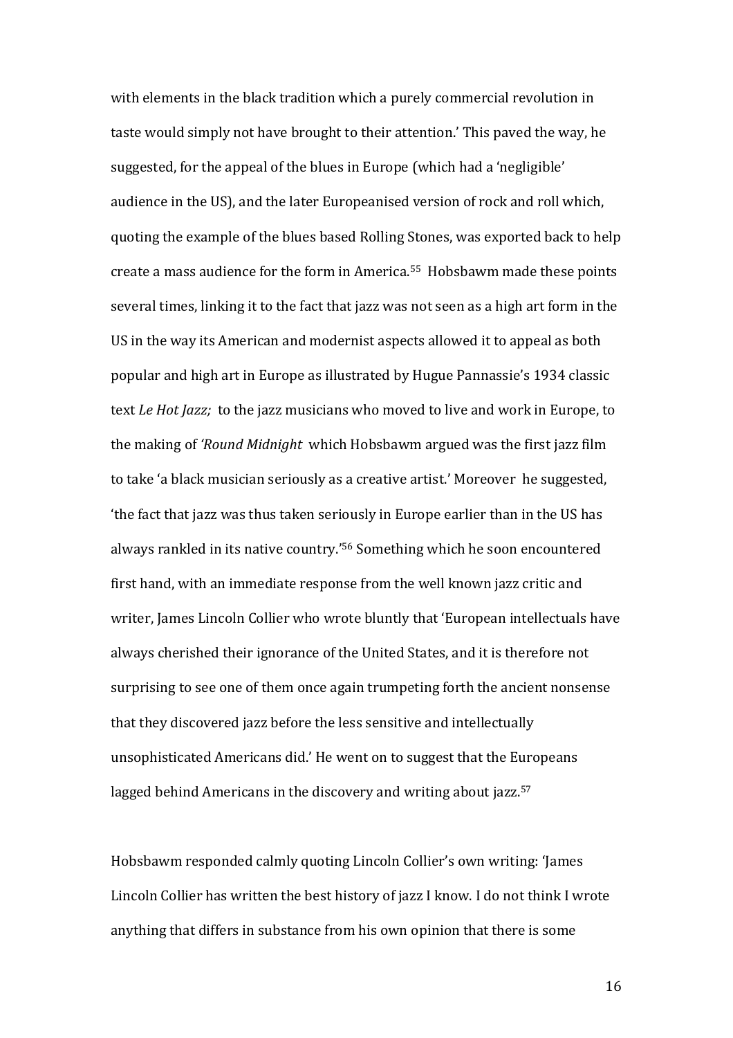with elements in the black tradition which a purely commercial revolution in taste would simply not have brought to their attention.' This paved the way, he suggested, for the appeal of the blues in Europe (which had a 'negligible' audience in the US), and the later Europeanised version of rock and roll which, quoting the example of the blues based Rolling Stones, was exported back to help create a mass audience for the form in America.[55] Hobsbawm made these points several times, linking it to the fact that jazz was not seen as a high art form in the US in the way its American and modernist aspects allowed it to appeal as both popular and high art in Europe as illustrated by Hugue Pannassie's 1934 classic text *Le Hot Jazz;* to the jazz musicians who moved to live and work in Europe, to the making of *'Round Midnight* which Hobsbawm argued was the first jazz film to take 'a black musician seriously as a creative artist.' Moreover he suggested, 'the fact that jazz was thus taken seriously in Europe earlier than in the US has always rankled in its native country.'[56] Something which he soon encountered first hand, with an immediate response from the well known jazz critic and writer, James Lincoln Collier who wrote bluntly that 'European intellectuals have always cherished their ignorance of the United States, and it is therefore not surprising to see one of them once again trumpeting forth the ancient nonsense that they discovered jazz before the less sensitive and intellectually unsophisticated Americans did.' He went on to suggest that the Europeans lagged behind Americans in the discovery and writing about jazz.[57]

Hobsbawm responded calmly quoting Lincoln Collier's own writing: 'James Lincoln Collier has written the best history of jazz I know. I do not think I wrote anything that differs in substance from his own opinion that there is some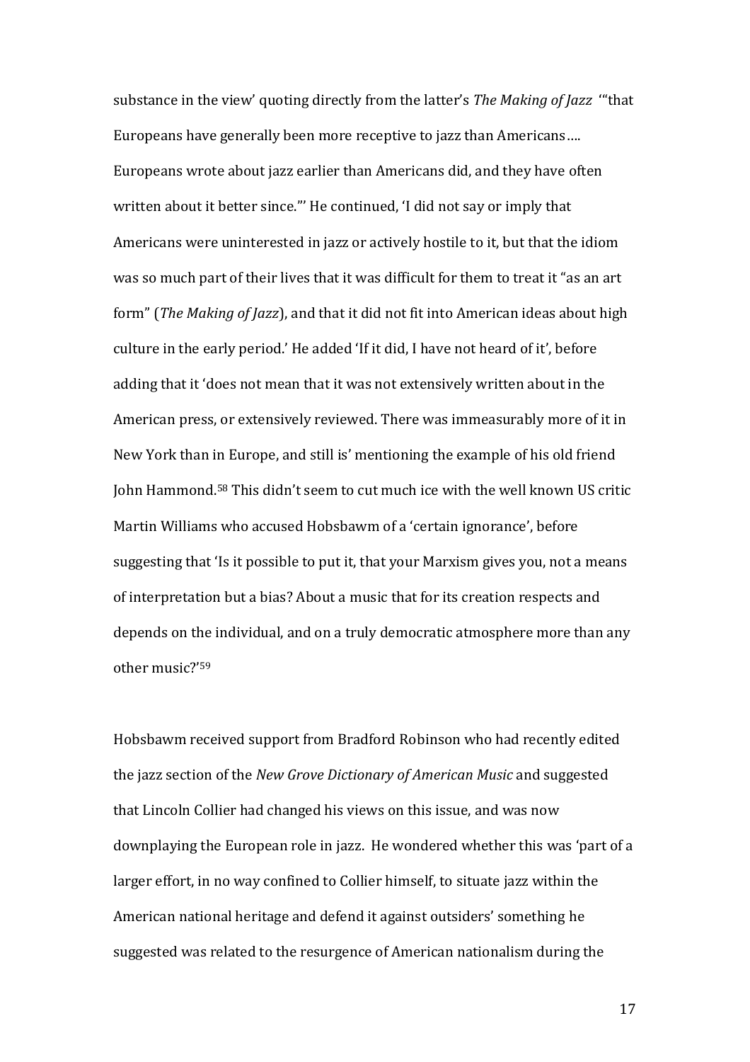substance in the view' quoting directly from the latter's *The Making of Jazz* '"that Europeans have generally been more receptive to jazz than Americans…. Europeans wrote about jazz earlier than Americans did, and they have often written about it better since."' He continued, 'I did not say or imply that Americans were uninterested in jazz or actively hostile to it, but that the idiom was so much part of their lives that it was difficult for them to treat it "as an art form" (*The Making of Jazz*), and that it did not fit into American ideas about high culture in the early period.' He added 'If it did, I have not heard of it', before adding that it 'does not mean that it was not extensively written about in the American press, or extensively reviewed. There was immeasurably more of it in New York than in Europe, and still is' mentioning the example of his old friend John Hammond.[58] This didn't seem to cut much ice with the well known US critic Martin Williams who accused Hobsbawm of a 'certain ignorance', before suggesting that 'Is it possible to put it, that your Marxism gives you, not a means of interpretation but a bias? About a music that for its creation respects and depends on the individual, and on a truly democratic atmosphere more than any other music?'[59]

Hobsbawm received support from Bradford Robinson who had recently edited the jazz section of the *New Grove Dictionary of American Music* and suggested that Lincoln Collier had changed his views on this issue, and was now downplaying the European role in jazz. He wondered whether this was 'part of a larger effort, in no way confined to Collier himself, to situate jazz within the American national heritage and defend it against outsiders' something he suggested was related to the resurgence of American nationalism during the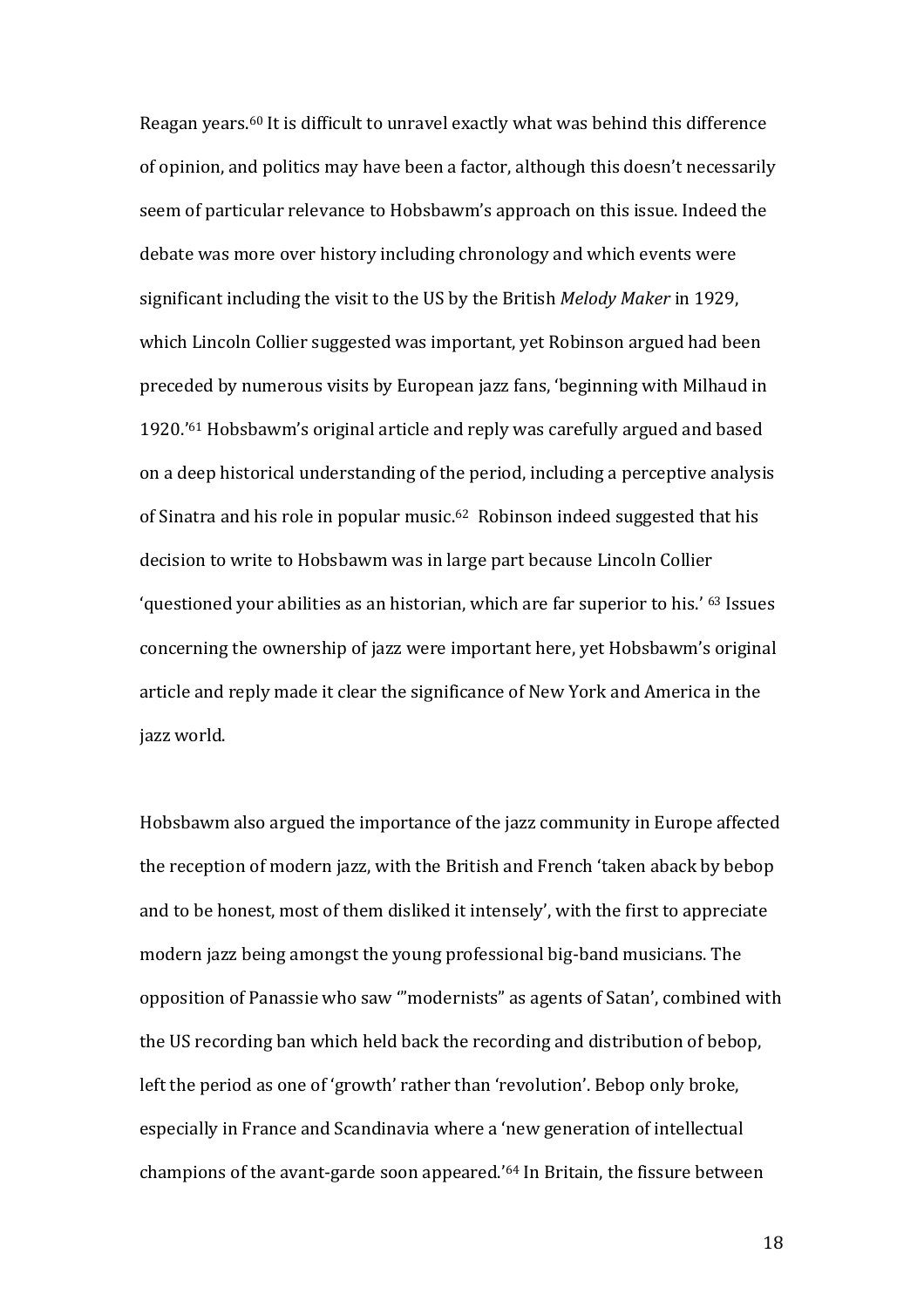Reagan years.[60] It is difficult to unravel exactly what was behind this difference of opinion, and politics may have been a factor, although this doesn't necessarily seem of particular relevance to Hobsbawm's approach on this issue. Indeed the debate was more over history including chronology and which events were significant including the visit to the US by the British *Melody Maker* in 1929, which Lincoln Collier suggested was important, yet Robinson argued had been preceded by numerous visits by European jazz fans, 'beginning with Milhaud in 1920.'[61] Hobsbawm's original article and reply was carefully argued and based on a deep historical understanding of the period, including a perceptive analysis of Sinatra and his role in popular music.[62] Robinson indeed suggested that his decision to write to Hobsbawm was in large part because Lincoln Collier 'questioned your abilities as an historian, which are far superior to his.' [63] Issues concerning the ownership of jazz were important here, yet Hobsbawm's original article and reply made it clear the significance of New York and America in the jazz world.

Hobsbawm also argued the importance of the jazz community in Europe affected the reception of modern jazz, with the British and French 'taken aback by bebop and to be honest, most of them disliked it intensely', with the first to appreciate modern jazz being amongst the young professional big-band musicians. The opposition of Panassie who saw '"modernists" as agents of Satan', combined with the US recording ban which held back the recording and distribution of bebop, left the period as one of 'growth' rather than 'revolution'. Bebop only broke, especially in France and Scandinavia where a 'new generation of intellectual champions of the avant-garde soon appeared.'[64] In Britain, the fissure between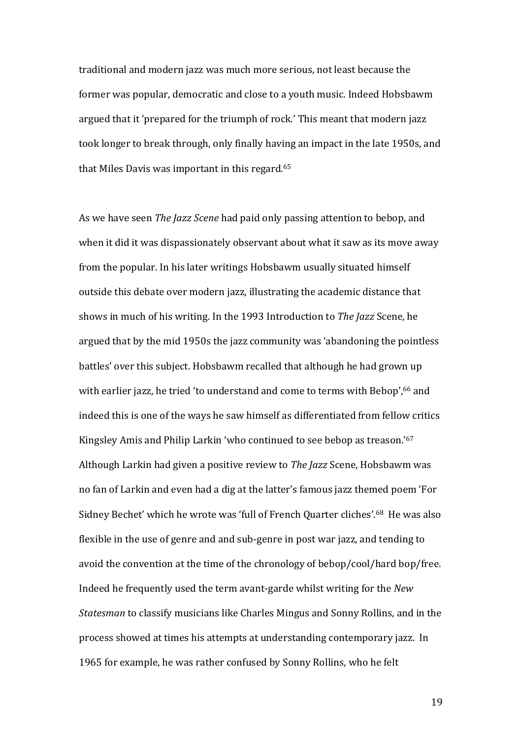traditional and modern jazz was much more serious, not least because the former was popular, democratic and close to a youth music. Indeed Hobsbawm argued that it 'prepared for the triumph of rock.' This meant that modern jazz took longer to break through, only finally having an impact in the late 1950s, and that Miles Davis was important in this regard.[65]

As we have seen *The Jazz Scene* had paid only passing attention to bebop, and when it did it was dispassionately observant about what it saw as its move away from the popular. In his later writings Hobsbawm usually situated himself outside this debate over modern jazz, illustrating the academic distance that shows in much of his writing. In the 1993 Introduction to *The Jazz* Scene, he argued that by the mid 1950s the jazz community was 'abandoning the pointless battles' over this subject. Hobsbawm recalled that although he had grown up with earlier jazz, he tried 'to understand and come to terms with Bebop',[66] and indeed this is one of the ways he saw himself as differentiated from fellow critics Kingsley Amis and Philip Larkin 'who continued to see bebop as treason.'[67] Although Larkin had given a positive review to *The Jazz* Scene, Hobsbawm was no fan of Larkin and even had a dig at the latter's famous jazz themed poem 'For Sidney Bechet' which he wrote was 'full of French Quarter cliches'.[68] He was also flexible in the use of genre and and sub-genre in post war jazz, and tending to avoid the convention at the time of the chronology of bebop/cool/hard bop/free. Indeed he frequently used the term avant-garde whilst writing for the *New Statesman* to classify musicians like Charles Mingus and Sonny Rollins, and in the process showed at times his attempts at understanding contemporary jazz. In 1965 for example, he was rather confused by Sonny Rollins, who he felt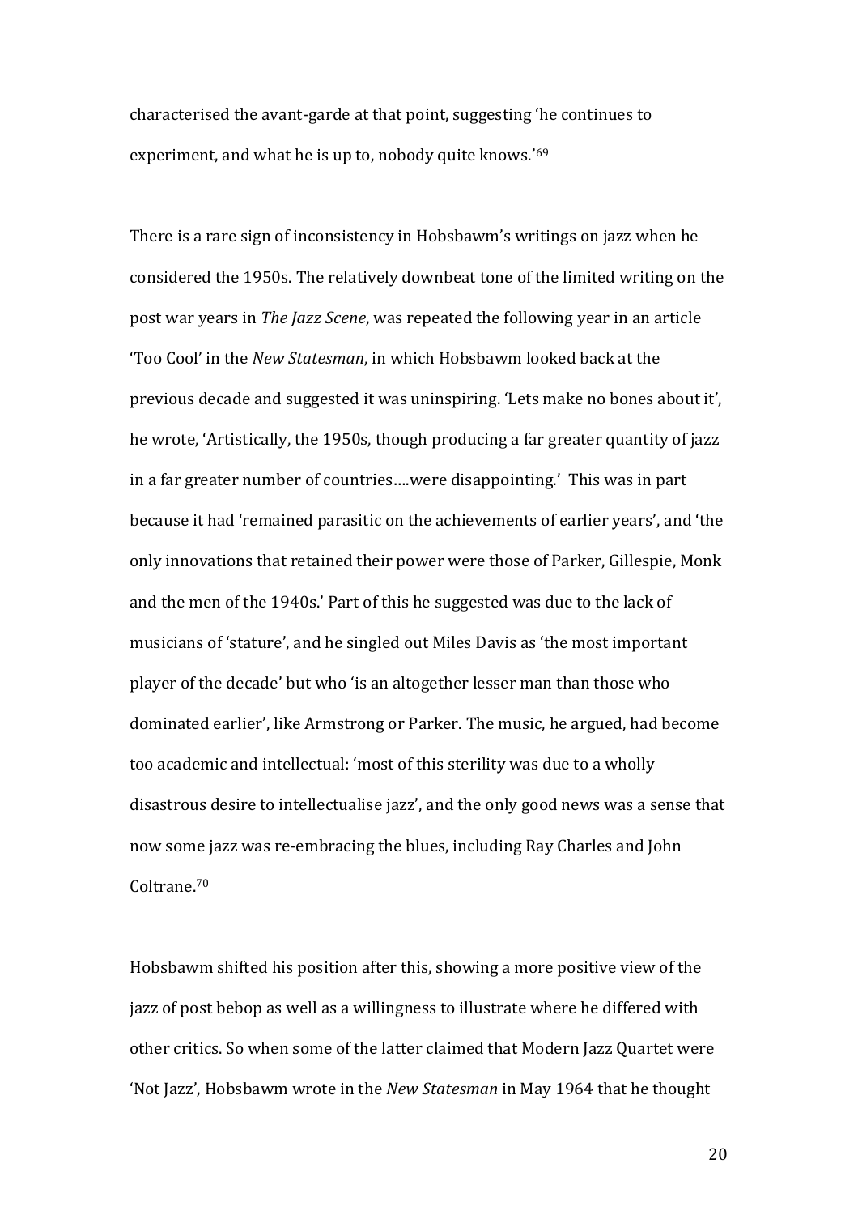characterised the avant-garde at that point, suggesting 'he continues to experiment, and what he is up to, nobody quite knows.'[69]

There is a rare sign of inconsistency in Hobsbawm's writings on jazz when he considered the 1950s. The relatively downbeat tone of the limited writing on the post war years in *The Jazz Scene*, was repeated the following year in an article 'Too Cool' in the *New Statesman*, in which Hobsbawm looked back at the previous decade and suggested it was uninspiring. 'Lets make no bones about it', he wrote, 'Artistically, the 1950s, though producing a far greater quantity of jazz in a far greater number of countries….were disappointing.' This was in part because it had 'remained parasitic on the achievements of earlier years', and 'the only innovations that retained their power were those of Parker, Gillespie, Monk and the men of the 1940s.' Part of this he suggested was due to the lack of musicians of 'stature', and he singled out Miles Davis as 'the most important player of the decade' but who 'is an altogether lesser man than those who dominated earlier', like Armstrong or Parker. The music, he argued, had become too academic and intellectual: 'most of this sterility was due to a wholly disastrous desire to intellectualise jazz', and the only good news was a sense that now some jazz was re-embracing the blues, including Ray Charles and John Coltrane.[70]

Hobsbawm shifted his position after this, showing a more positive view of the jazz of post bebop as well as a willingness to illustrate where he differed with other critics. So when some of the latter claimed that Modern Jazz Quartet were 'Not Jazz', Hobsbawm wrote in the *New Statesman* in May 1964 that he thought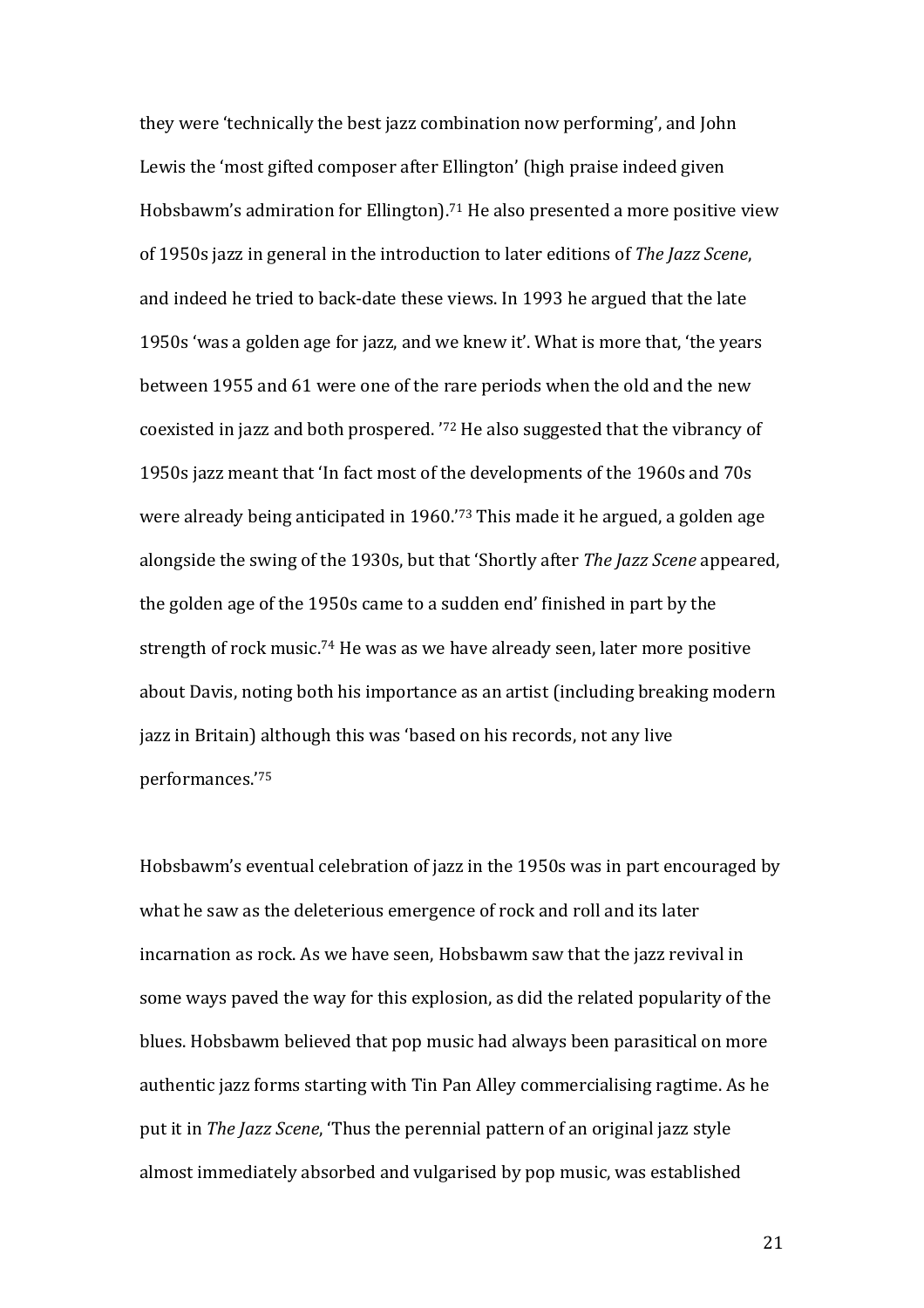they were 'technically the best jazz combination now performing', and John Lewis the 'most gifted composer after Ellington' (high praise indeed given Hobsbawm's admiration for Ellington).[71] He also presented a more positive view of 1950s jazz in general in the introduction to later editions of *The Jazz Scene*, and indeed he tried to back-date these views. In 1993 he argued that the late 1950s 'was a golden age for jazz, and we knew it'. What is more that, 'the years between 1955 and 61 were one of the rare periods when the old and the new coexisted in jazz and both prospered. '[72] He also suggested that the vibrancy of 1950s jazz meant that 'In fact most of the developments of the 1960s and 70s were already being anticipated in 1960.'[73] This made it he argued, a golden age alongside the swing of the 1930s, but that 'Shortly after *The Jazz Scene* appeared, the golden age of the 1950s came to a sudden end' finished in part by the strength of rock music.[74] He was as we have already seen, later more positive about Davis, noting both his importance as an artist (including breaking modern jazz in Britain) although this was 'based on his records, not any live performances.'[75]

Hobsbawm's eventual celebration of jazz in the 1950s was in part encouraged by what he saw as the deleterious emergence of rock and roll and its later incarnation as rock. As we have seen, Hobsbawm saw that the jazz revival in some ways paved the way for this explosion, as did the related popularity of the blues. Hobsbawm believed that pop music had always been parasitical on more authentic jazz forms starting with Tin Pan Alley commercialising ragtime. As he put it in *The Jazz Scene*, 'Thus the perennial pattern of an original jazz style almost immediately absorbed and vulgarised by pop music, was established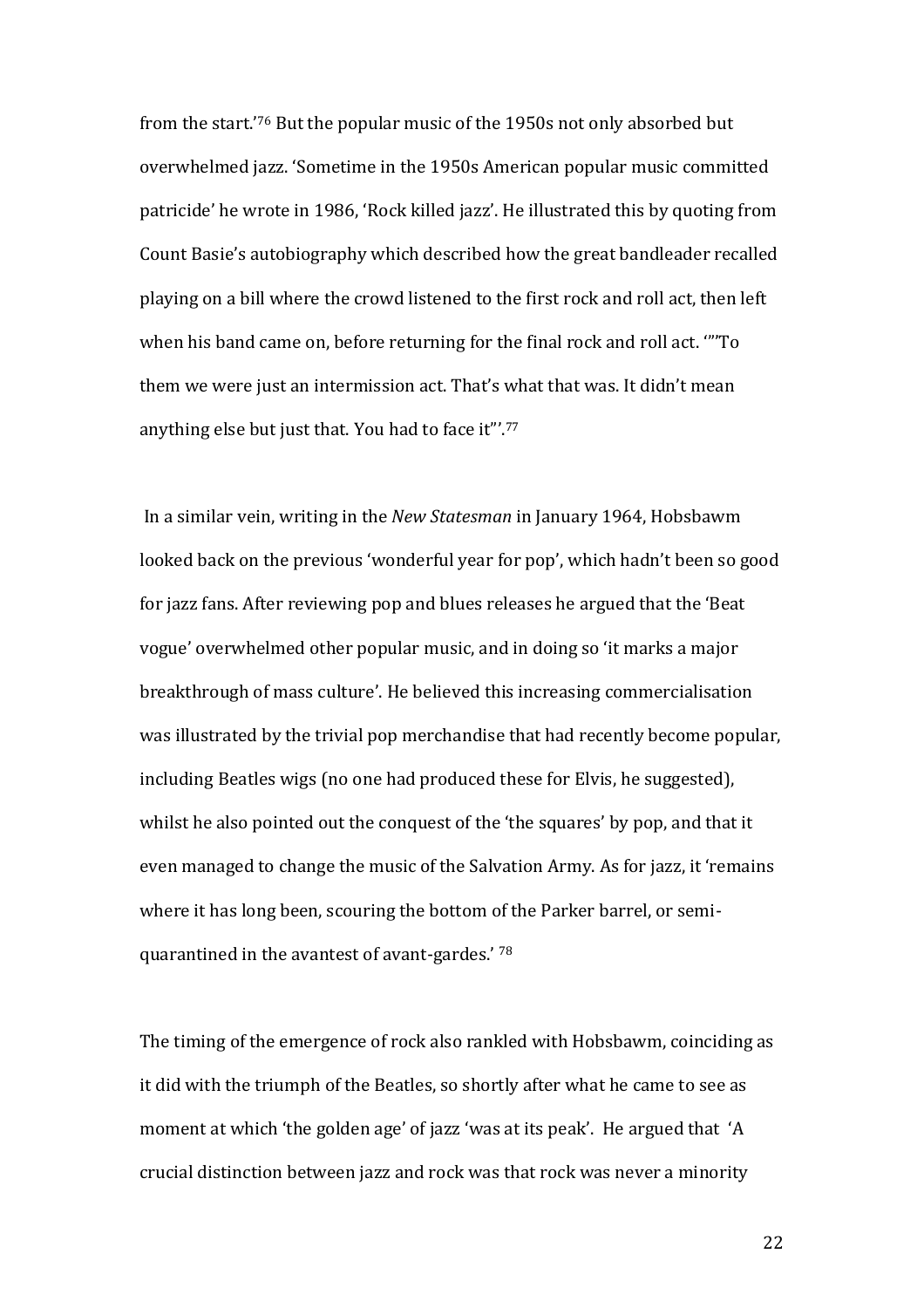from the start.'[76] But the popular music of the 1950s not only absorbed but overwhelmed jazz. 'Sometime in the 1950s American popular music committed patricide' he wrote in 1986, 'Rock killed jazz'. He illustrated this by quoting from Count Basie's autobiography which described how the great bandleader recalled playing on a bill where the crowd listened to the first rock and roll act, then left when his band came on, before returning for the final rock and roll act. '"To them we were just an intermission act. That's what that was. It didn't mean anything else but just that. You had to face it"'.[77]

In a similar vein, writing in the *New Statesman* in January 1964, Hobsbawm looked back on the previous 'wonderful year for pop', which hadn't been so good for jazz fans. After reviewing pop and blues releases he argued that the 'Beat vogue' overwhelmed other popular music, and in doing so 'it marks a major breakthrough of mass culture'. He believed this increasing commercialisation was illustrated by the trivial pop merchandise that had recently become popular, including Beatles wigs (no one had produced these for Elvis, he suggested), whilst he also pointed out the conquest of the 'the squares' by pop, and that it even managed to change the music of the Salvation Army. As for jazz, it 'remains where it has long been, scouring the bottom of the Parker barrel, or semi-quarantined in the avantest of avant-gardes.' [78]

The timing of the emergence of rock also rankled with Hobsbawm, coinciding as it did with the triumph of the Beatles, so shortly after what he came to see as moment at which 'the golden age' of jazz 'was at its peak'. He argued that 'A crucial distinction between jazz and rock was that rock was never a minority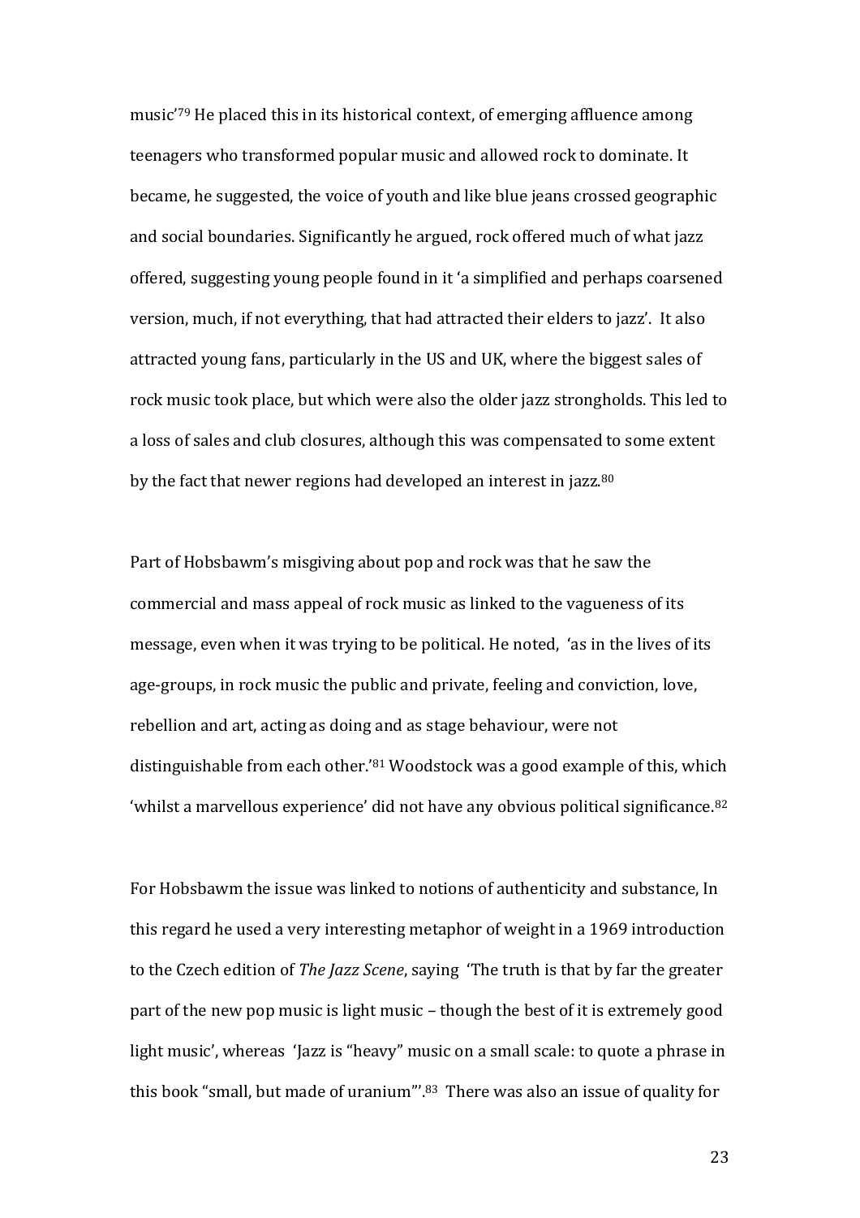music'[79] He placed this in its historical context, of emerging affluence among teenagers who transformed popular music and allowed rock to dominate. It became, he suggested, the voice of youth and like blue jeans crossed geographic and social boundaries. Significantly he argued, rock offered much of what jazz offered, suggesting young people found in it 'a simplified and perhaps coarsened version, much, if not everything, that had attracted their elders to jazz'. It also attracted young fans, particularly in the US and UK, where the biggest sales of rock music took place, but which were also the older jazz strongholds. This led to a loss of sales and club closures, although this was compensated to some extent by the fact that newer regions had developed an interest in jazz.[80]

Part of Hobsbawm's misgiving about pop and rock was that he saw the commercial and mass appeal of rock music as linked to the vagueness of its message, even when it was trying to be political. He noted, 'as in the lives of its age-groups, in rock music the public and private, feeling and conviction, love, rebellion and art, acting as doing and as stage behaviour, were not distinguishable from each other.'[81] Woodstock was a good example of this, which 'whilst a marvellous experience' did not have any obvious political significance.[82]

For Hobsbawm the issue was linked to notions of authenticity and substance, In this regard he used a very interesting metaphor of weight in a 1969 introduction to the Czech edition of *The Jazz Scene*, saying 'The truth is that by far the greater part of the new pop music is light music – though the best of it is extremely good light music', whereas 'Jazz is "heavy" music on a small scale: to quote a phrase in this book "small, but made of uranium"'.[83] There was also an issue of quality for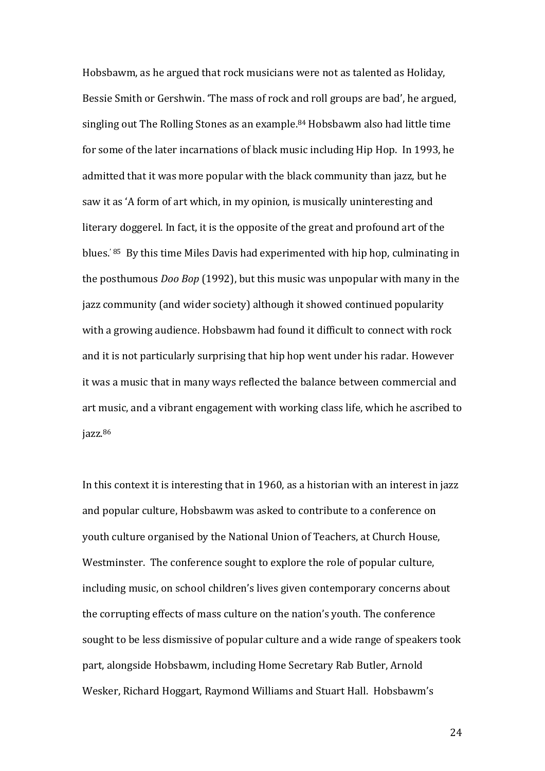Hobsbawm, as he argued that rock musicians were not as talented as Holiday, Bessie Smith or Gershwin. 'The mass of rock and roll groups are bad', he argued, singling out The Rolling Stones as an example.[84] Hobsbawm also had little time for some of the later incarnations of black music including Hip Hop. In 1993, he admitted that it was more popular with the black community than jazz, but he saw it as 'A form of art which, in my opinion, is musically uninteresting and literary doggerel. In fact, it is the opposite of the great and profound art of the blues.' [85] By this time Miles Davis had experimented with hip hop, culminating in the posthumous *Doo Bop* (1992), but this music was unpopular with many in the jazz community (and wider society) although it showed continued popularity with a growing audience. Hobsbawm had found it difficult to connect with rock and it is not particularly surprising that hip hop went under his radar. However it was a music that in many ways reflected the balance between commercial and art music, and a vibrant engagement with working class life, which he ascribed to jazz.[86]

In this context it is interesting that in 1960, as a historian with an interest in jazz and popular culture, Hobsbawm was asked to contribute to a conference on youth culture organised by the National Union of Teachers, at Church House, Westminster. The conference sought to explore the role of popular culture, including music, on school children's lives given contemporary concerns about the corrupting effects of mass culture on the nation's youth. The conference sought to be less dismissive of popular culture and a wide range of speakers took part, alongside Hobsbawm, including Home Secretary Rab Butler, Arnold Wesker, Richard Hoggart, Raymond Williams and Stuart Hall. Hobsbawm's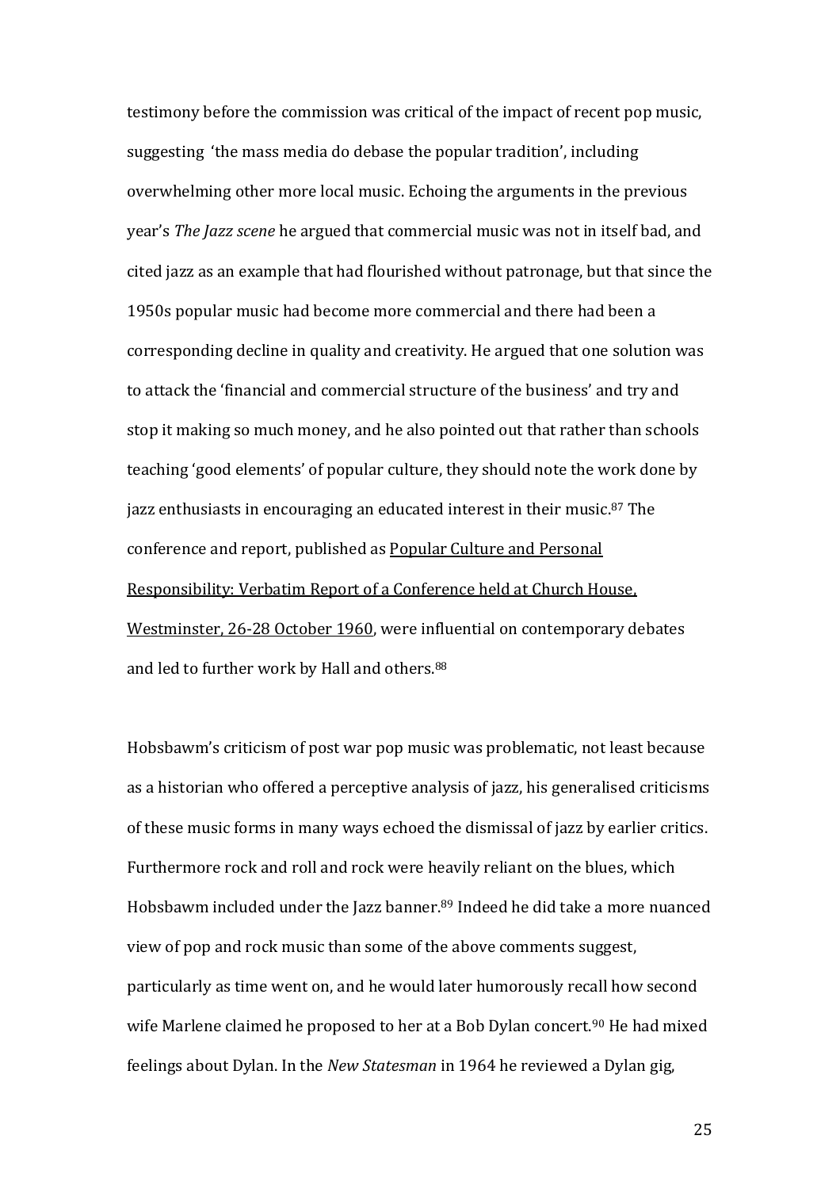testimony before the commission was critical of the impact of recent pop music, suggesting 'the mass media do debase the popular tradition', including overwhelming other more local music. Echoing the arguments in the previous year's *The Jazz scene* he argued that commercial music was not in itself bad, and cited jazz as an example that had flourished without patronage, but that since the 1950s popular music had become more commercial and there had been a corresponding decline in quality and creativity. He argued that one solution was to attack the 'financial and commercial structure of the business' and try and stop it making so much money, and he also pointed out that rather than schools teaching 'good elements' of popular culture, they should note the work done by jazz enthusiasts in encouraging an educated interest in their music.[87] The conference and report, published as <u>Popular Culture and Personal Responsibility: Verbatim Report of a Conference held at Church House, Westminster, 26-28 October 1960</u>, were influential on contemporary debates and led to further work by Hall and others.[88]

Hobsbawm's criticism of post war pop music was problematic, not least because as a historian who offered a perceptive analysis of jazz, his generalised criticisms of these music forms in many ways echoed the dismissal of jazz by earlier critics. Furthermore rock and roll and rock were heavily reliant on the blues, which Hobsbawm included under the Jazz banner.[89] Indeed he did take a more nuanced view of pop and rock music than some of the above comments suggest, particularly as time went on, and he would later humorously recall how second wife Marlene claimed he proposed to her at a Bob Dylan concert.[90] He had mixed feelings about Dylan. In the *New Statesman* in 1964 he reviewed a Dylan gig,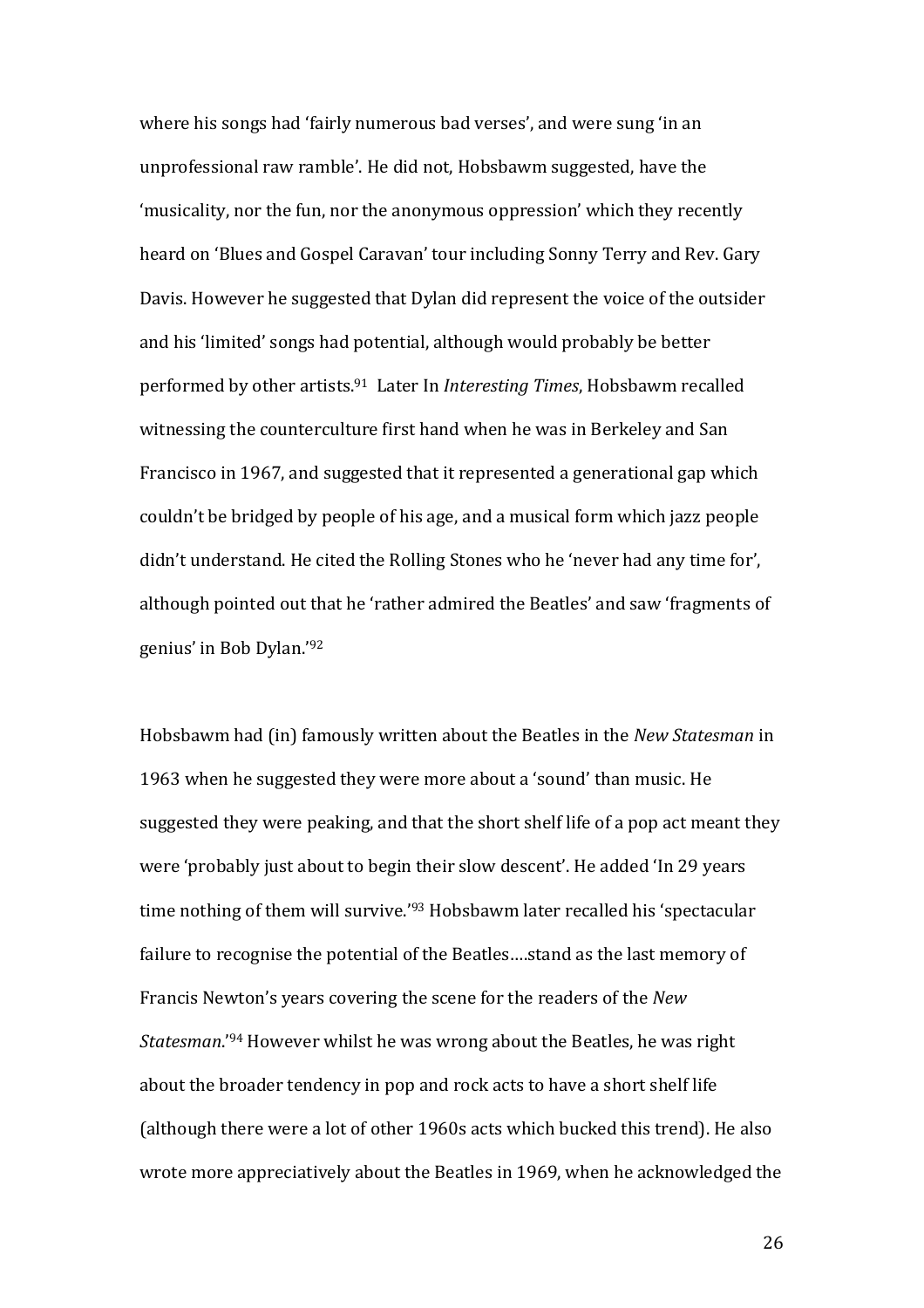where his songs had 'fairly numerous bad verses', and were sung 'in an unprofessional raw ramble'. He did not, Hobsbawm suggested, have the 'musicality, nor the fun, nor the anonymous oppression' which they recently heard on 'Blues and Gospel Caravan' tour including Sonny Terry and Rev. Gary Davis. However he suggested that Dylan did represent the voice of the outsider and his 'limited' songs had potential, although would probably be better performed by other artists.[91] Later In *Interesting Times*, Hobsbawm recalled witnessing the counterculture first hand when he was in Berkeley and San Francisco in 1967, and suggested that it represented a generational gap which couldn't be bridged by people of his age, and a musical form which jazz people didn't understand. He cited the Rolling Stones who he 'never had any time for', although pointed out that he 'rather admired the Beatles' and saw 'fragments of genius' in Bob Dylan.'[92]

Hobsbawm had (in) famously written about the Beatles in the *New Statesman* in 1963 when he suggested they were more about a 'sound' than music. He suggested they were peaking, and that the short shelf life of a pop act meant they were 'probably just about to begin their slow descent'. He added 'In 29 years time nothing of them will survive.'[93] Hobsbawm later recalled his 'spectacular failure to recognise the potential of the Beatles….stand as the last memory of Francis Newton's years covering the scene for the readers of the *New Statesman*.'[94] However whilst he was wrong about the Beatles, he was right about the broader tendency in pop and rock acts to have a short shelf life (although there were a lot of other 1960s acts which bucked this trend). He also wrote more appreciatively about the Beatles in 1969, when he acknowledged the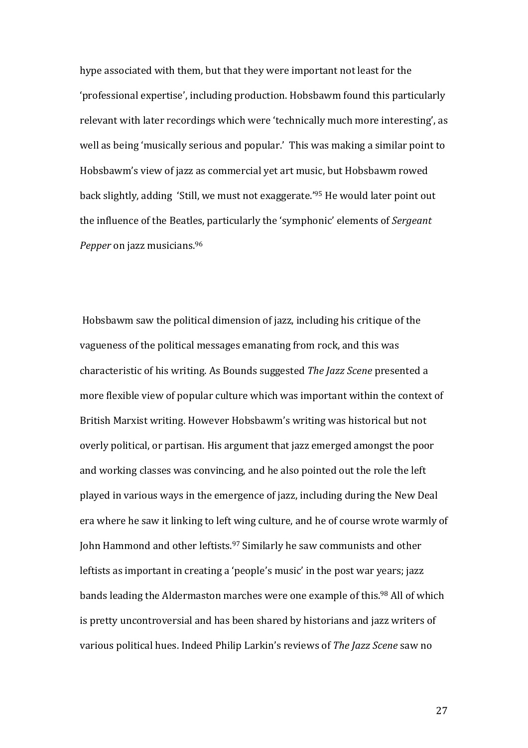hype associated with them, but that they were important not least for the 'professional expertise', including production. Hobsbawm found this particularly relevant with later recordings which were 'technically much more interesting', as well as being 'musically serious and popular.' This was making a similar point to Hobsbawm's view of jazz as commercial yet art music, but Hobsbawm rowed back slightly, adding 'Still, we must not exaggerate.'[95] He would later point out the influence of the Beatles, particularly the 'symphonic' elements of *Sergeant Pepper* on jazz musicians.[96]

Hobsbawm saw the political dimension of jazz, including his critique of the vagueness of the political messages emanating from rock, and this was characteristic of his writing. As Bounds suggested *The Jazz Scene* presented a more flexible view of popular culture which was important within the context of British Marxist writing. However Hobsbawm's writing was historical but not overly political, or partisan. His argument that jazz emerged amongst the poor and working classes was convincing, and he also pointed out the role the left played in various ways in the emergence of jazz, including during the New Deal era where he saw it linking to left wing culture, and he of course wrote warmly of John Hammond and other leftists.[97] Similarly he saw communists and other leftists as important in creating a 'people's music' in the post war years; jazz bands leading the Aldermaston marches were one example of this.[98] All of which is pretty uncontroversial and has been shared by historians and jazz writers of various political hues. Indeed Philip Larkin's reviews of *The Jazz Scene* saw no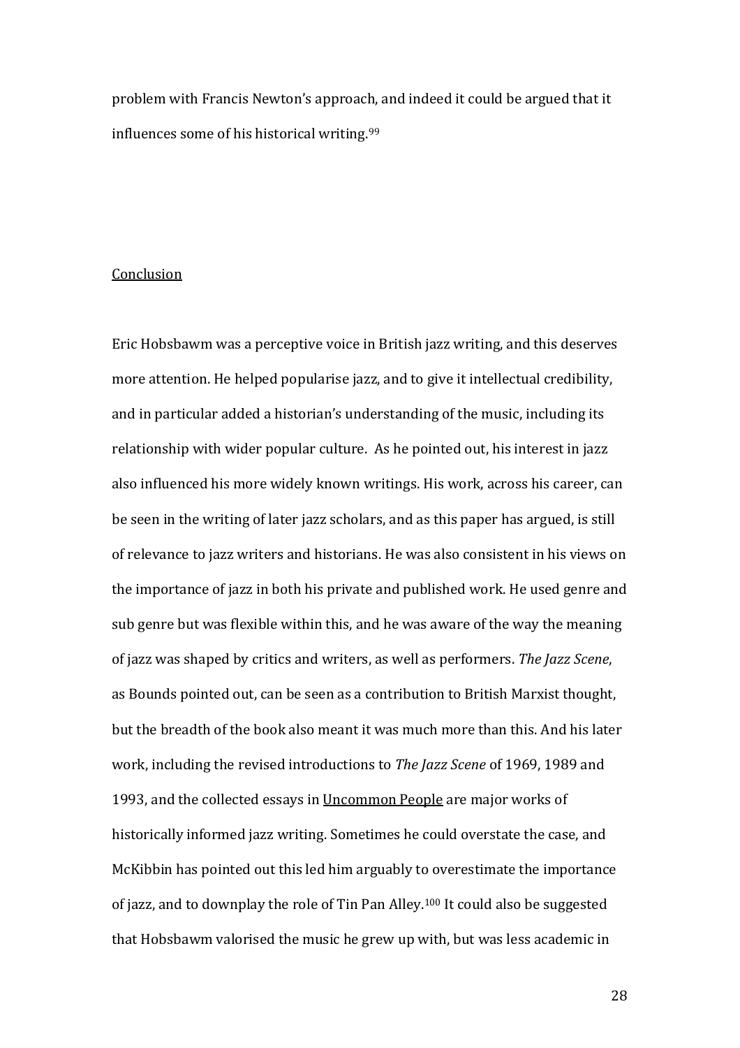problem with Francis Newton's approach, and indeed it could be argued that it influences some of his historical writing.[99]

## Conclusion

Eric Hobsbawm was a perceptive voice in British jazz writing, and this deserves more attention. He helped popularise jazz, and to give it intellectual credibility, and in particular added a historian's understanding of the music, including its relationship with wider popular culture. As he pointed out, his interest in jazz also influenced his more widely known writings. His work, across his career, can be seen in the writing of later jazz scholars, and as this paper has argued, is still of relevance to jazz writers and historians. He was also consistent in his views on the importance of jazz in both his private and published work. He used genre and sub genre but was flexible within this, and he was aware of the way the meaning of jazz was shaped by critics and writers, as well as performers. *The Jazz Scene*, as Bounds pointed out, can be seen as a contribution to British Marxist thought, but the breadth of the book also meant it was much more than this. And his later work, including the revised introductions to *The Jazz Scene* of 1969, 1989 and 1993, and the collected essays in Uncommon People are major works of historically informed jazz writing. Sometimes he could overstate the case, and McKibbin has pointed out this led him arguably to overestimate the importance of jazz, and to downplay the role of Tin Pan Alley.[100] It could also be suggested that Hobsbawm valorised the music he grew up with, but was less academic in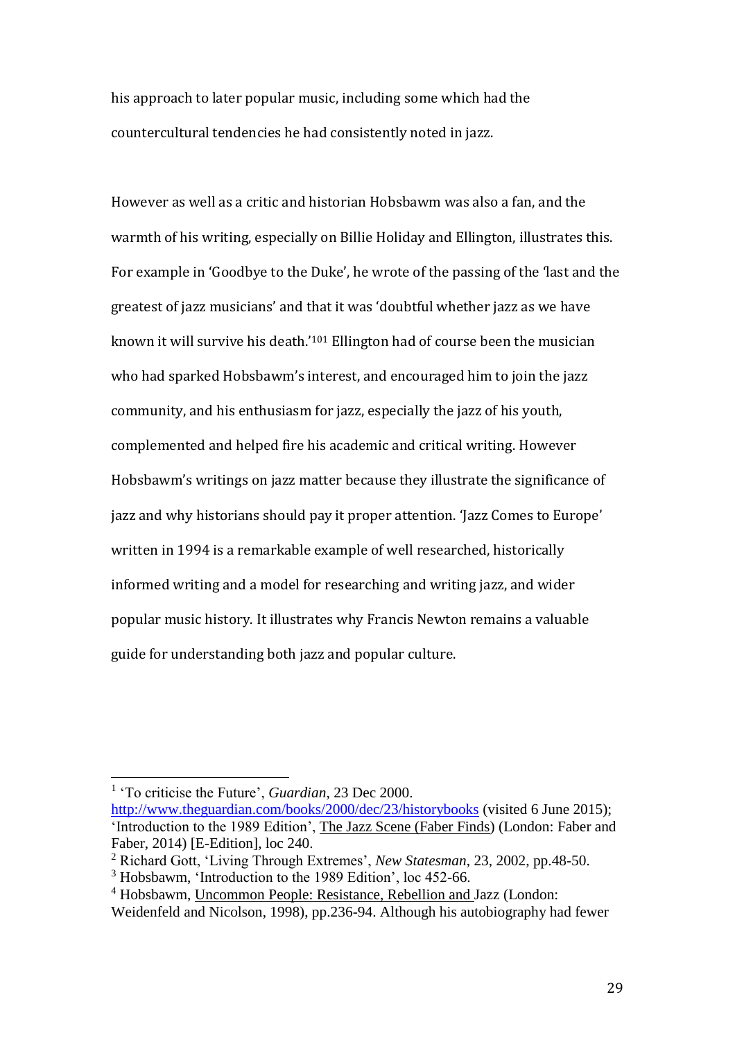his approach to later popular music, including some which had the countercultural tendencies he had consistently noted in jazz.

However as well as a critic and historian Hobsbawm was also a fan, and the warmth of his writing, especially on Billie Holiday and Ellington, illustrates this. For example in 'Goodbye to the Duke', he wrote of the passing of the 'last and the greatest of jazz musicians' and that it was 'doubtful whether jazz as we have known it will survive his death.'[101] Ellington had of course been the musician who had sparked Hobsbawm's interest, and encouraged him to join the jazz community, and his enthusiasm for jazz, especially the jazz of his youth, complemented and helped fire his academic and critical writing. However Hobsbawm's writings on jazz matter because they illustrate the significance of jazz and why historians should pay it proper attention. 'Jazz Comes to Europe' written in 1994 is a remarkable example of well researched, historically informed writing and a model for researching and writing jazz, and wider popular music history. It illustrates why Francis Newton remains a valuable guide for understanding both jazz and popular culture.

---

[1] 'To criticise the Future', *Guardian*, 23 Dec 2000. http://www.theguardian.com/books/2000/dec/23/historybooks (visited 6 June 2015); 'Introduction to the 1989 Edition', The Jazz Scene (Faber Finds) (London: Faber and Faber, 2014) [E-Edition], loc 240.

[2] Richard Gott, 'Living Through Extremes', *New Statesman*, 23, 2002, pp.48-50.

[3] Hobsbawm, 'Introduction to the 1989 Edition', loc 452-66.

[4] Hobsbawm, Uncommon People: Resistance, Rebellion and Jazz (London: Weidenfeld and Nicolson, 1998), pp.236-94. Although his autobiography had fewer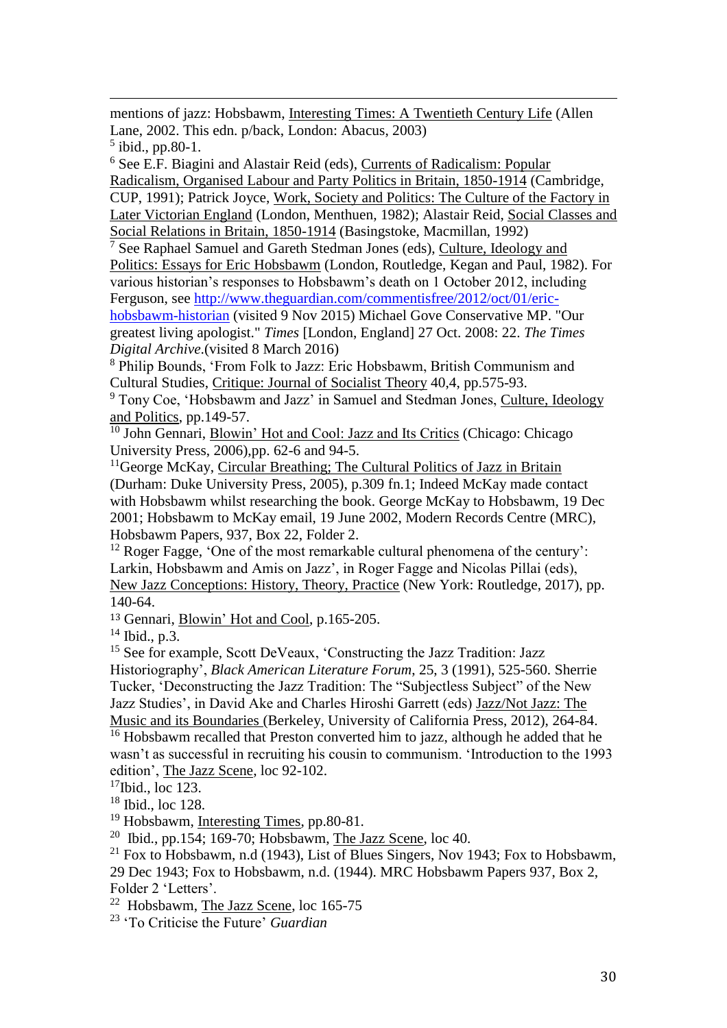mentions of jazz: Hobsbawm, Interesting Times: A Twentieth Century Life (Allen Lane, 2002. This edn. p/back, London: Abacus, 2003)

[5] ibid., pp.80-1.

[6] See E.F. Biagini and Alastair Reid (eds), Currents of Radicalism: Popular Radicalism, Organised Labour and Party Politics in Britain, 1850-1914 (Cambridge, CUP, 1991); Patrick Joyce, Work, Society and Politics: The Culture of the Factory in Later Victorian England (London, Menthuen, 1982); Alastair Reid, Social Classes and Social Relations in Britain, 1850-1914 (Basingstoke, Macmillan, 1992)

[7] See Raphael Samuel and Gareth Stedman Jones (eds), Culture, Ideology and Politics: Essays for Eric Hobsbawm (London, Routledge, Kegan and Paul, 1982). For various historian's responses to Hobsbawm's death on 1 October 2012, including Ferguson, see http://www.theguardian.com/commentisfree/2012/oct/01/eric-hobsbawm-historian (visited 9 Nov 2015) Michael Gove Conservative MP. "Our greatest living apologist." *Times* [London, England] 27 Oct. 2008: 22. *The Times Digital Archive*.(visited 8 March 2016)

[8] Philip Bounds, 'From Folk to Jazz: Eric Hobsbawm, British Communism and Cultural Studies, Critique: Journal of Socialist Theory 40,4, pp.575-93.

[9] Tony Coe, 'Hobsbawm and Jazz' in Samuel and Stedman Jones, Culture, Ideology and Politics, pp.149-57.

[10] John Gennari, Blowin' Hot and Cool: Jazz and Its Critics (Chicago: Chicago University Press, 2006),pp. 62-6 and 94-5.

[11] George McKay, Circular Breathing; The Cultural Politics of Jazz in Britain (Durham: Duke University Press, 2005), p.309 fn.1; Indeed McKay made contact with Hobsbawm whilst researching the book. George McKay to Hobsbawm, 19 Dec 2001; Hobsbawm to McKay email, 19 June 2002, Modern Records Centre (MRC), Hobsbawm Papers, 937, Box 22, Folder 2.

[12] Roger Fagge, 'One of the most remarkable cultural phenomena of the century': Larkin, Hobsbawm and Amis on Jazz', in Roger Fagge and Nicolas Pillai (eds), New Jazz Conceptions: History, Theory, Practice (New York: Routledge, 2017), pp. 140-64.

[13] Gennari, Blowin' Hot and Cool, p.165-205.

[14] Ibid., p.3.

[15] See for example, Scott DeVeaux, 'Constructing the Jazz Tradition: Jazz Historiography', *Black American Literature Forum*, 25, 3 (1991), 525-560. Sherrie Tucker, 'Deconstructing the Jazz Tradition: The "Subjectless Subject" of the New Jazz Studies', in David Ake and Charles Hiroshi Garrett (eds) Jazz/Not Jazz: The Music and its Boundaries (Berkeley, University of California Press, 2012), 264-84.

[16] Hobsbawm recalled that Preston converted him to jazz, although he added that he wasn't as successful in recruiting his cousin to communism. 'Introduction to the 1993 edition', The Jazz Scene, loc 92-102.

[17] Ibid., loc 123.

[18] Ibid., loc 128.

[19] Hobsbawm, Interesting Times, pp.80-81.

[20] Ibid., pp.154; 169-70; Hobsbawm, The Jazz Scene, loc 40.

[21] Fox to Hobsbawm, n.d (1943), List of Blues Singers, Nov 1943; Fox to Hobsbawm, 29 Dec 1943; Fox to Hobsbawm, n.d. (1944). MRC Hobsbawm Papers 937, Box 2, Folder 2 'Letters'.

[22] Hobsbawm, The Jazz Scene, loc 165-75

[23] 'To Criticise the Future' *Guardian*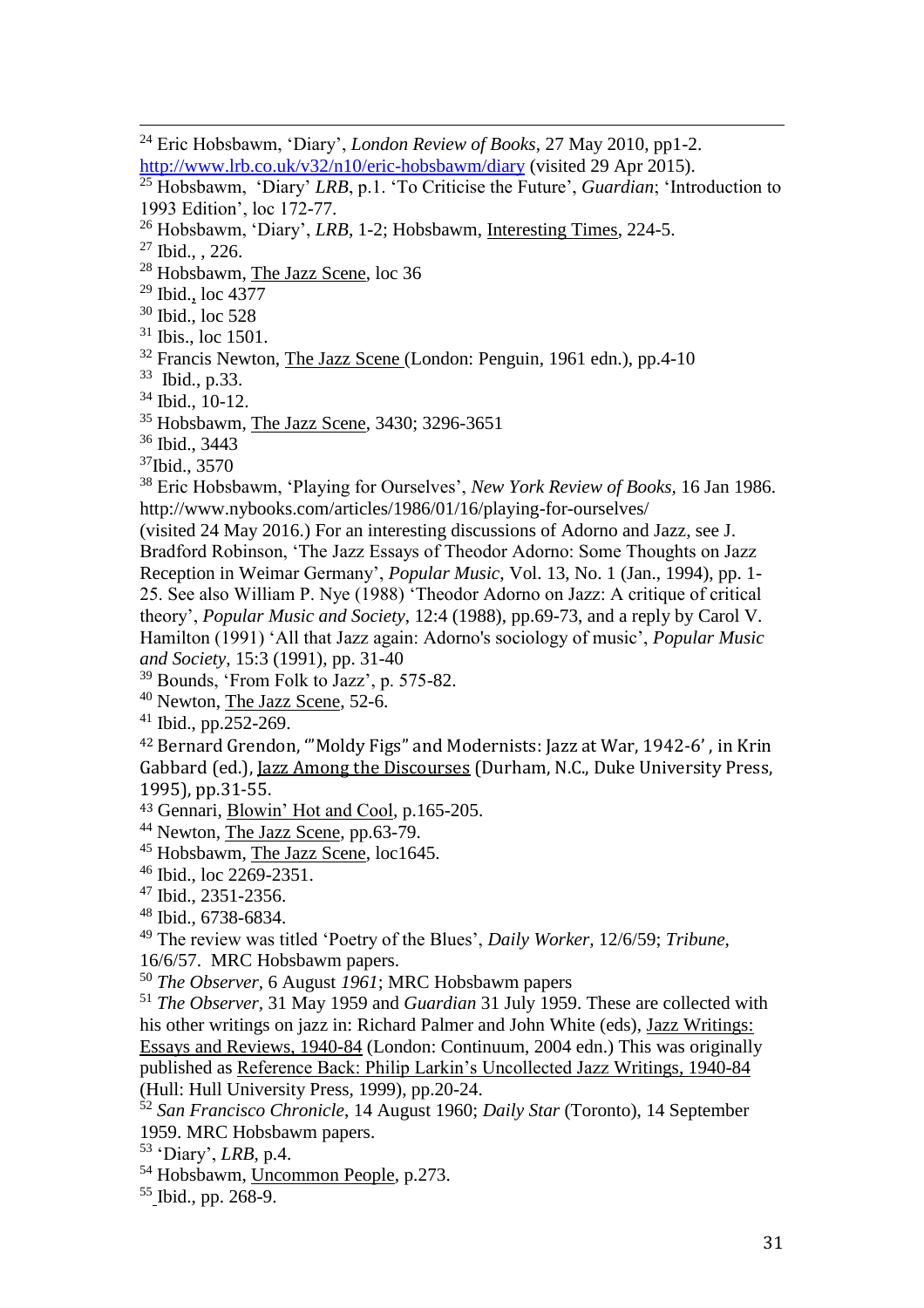[24] Eric Hobsbawm, 'Diary', *London Review of Books*, 27 May 2010, pp1-2. http://www.lrb.co.uk/v32/n10/eric-hobsbawm/diary (visited 29 Apr 2015).

[25] Hobsbawm, 'Diary' *LRB*, p.1. 'To Criticise the Future', *Guardian*; 'Introduction to 1993 Edition', loc 172-77.

[26] Hobsbawm, 'Diary', *LRB*, 1-2; Hobsbawm, Interesting Times, 224-5.

[27] Ibid., , 226.

[28] Hobsbawm, The Jazz Scene, loc 36

[29] Ibid., loc 4377

[30] Ibid., loc 528

[31] Ibis., loc 1501.

[32] Francis Newton, The Jazz Scene (London: Penguin, 1961 edn.), pp.4-10

[33] Ibid., p.33.

[34] Ibid., 10-12.

[35] Hobsbawm, The Jazz Scene, 3430; 3296-3651

[36] Ibid., 3443

[37] Ibid., 3570

[38] Eric Hobsbawm, 'Playing for Ourselves', *New York Review of Books*, 16 Jan 1986. http://www.nybooks.com/articles/1986/01/16/playing-for-ourselves/ (visited 24 May 2016.) For an interesting discussions of Adorno and Jazz, see J. Bradford Robinson, 'The Jazz Essays of Theodor Adorno: Some Thoughts on Jazz Reception in Weimar Germany', *Popular Music*, Vol. 13, No. 1 (Jan., 1994), pp. 1-25. See also William P. Nye (1988) 'Theodor Adorno on Jazz: A critique of critical theory', *Popular Music and Society*, 12:4 (1988), pp.69-73, and a reply by Carol V. Hamilton (1991) 'All that Jazz again: Adorno's sociology of music', *Popular Music and Society*, 15:3 (1991), pp. 31-40

[39] Bounds, 'From Folk to Jazz', p. 575-82.

[40] Newton, The Jazz Scene, 52-6.

[41] Ibid., pp.252-269.

[42] Bernard Grendon, '"Moldy Figs" and Modernists: Jazz at War, 1942-6', in Krin Gabbard (ed.), Jazz Among the Discourses (Durham, N.C., Duke University Press, 1995), pp.31-55.

[43] Gennari, Blowin' Hot and Cool, p.165-205.

[44] Newton, The Jazz Scene, pp.63-79.

[45] Hobsbawm, The Jazz Scene, loc1645.

[46] Ibid., loc 2269-2351.

[47] Ibid., 2351-2356.

[48] Ibid., 6738-6834.

[49] The review was titled 'Poetry of the Blues', *Daily Worker*, 12/6/59; *Tribune*, 16/6/57. MRC Hobsbawm papers.

[50] *The Observer*, 6 August *1961*; MRC Hobsbawm papers

[51] *The Observer*, 31 May 1959 and *Guardian* 31 July 1959. These are collected with his other writings on jazz in: Richard Palmer and John White (eds), Jazz Writings: Essays and Reviews, 1940-84 (London: Continuum, 2004 edn.) This was originally published as Reference Back: Philip Larkin's Uncollected Jazz Writings, 1940-84 (Hull: Hull University Press, 1999), pp.20-24.

[52] *San Francisco Chronicle*, 14 August 1960; *Daily Star* (Toronto), 14 September 1959. MRC Hobsbawm papers.

[53] 'Diary', *LRB*, p.4.

[54] Hobsbawm, Uncommon People, p.273.

[55] Ibid., pp. 268-9.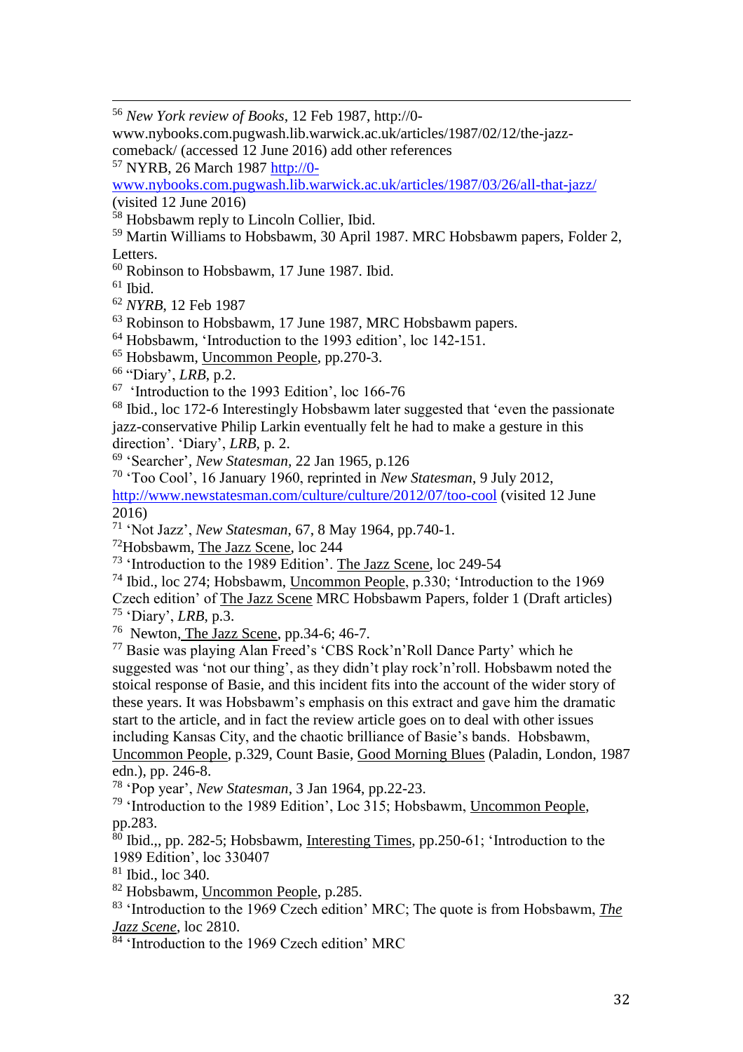[56] *New York review of Books*, 12 Feb 1987, http://0-www.nybooks.com.pugwash.lib.warwick.ac.uk/articles/1987/02/12/the-jazz-comeback/ (accessed 12 June 2016) add other references

[57] NYRB, 26 March 1987 http://0-www.nybooks.com.pugwash.lib.warwick.ac.uk/articles/1987/03/26/all-that-jazz/ (visited 12 June 2016)

[58] Hobsbawm reply to Lincoln Collier, Ibid.

[59] Martin Williams to Hobsbawm, 30 April 1987. MRC Hobsbawm papers, Folder 2, Letters.

[60] Robinson to Hobsbawm, 17 June 1987. Ibid.

[61] Ibid.

[62] *NYRB*, 12 Feb 1987

[63] Robinson to Hobsbawm, 17 June 1987, MRC Hobsbawm papers.

[64] Hobsbawm, 'Introduction to the 1993 edition', loc 142-151.

[65] Hobsbawm, Uncommon People, pp.270-3.

[66] "Diary', *LRB*, p.2.

[67] 'Introduction to the 1993 Edition', loc 166-76

[68] Ibid., loc 172-6 Interestingly Hobsbawm later suggested that 'even the passionate jazz-conservative Philip Larkin eventually felt he had to make a gesture in this direction'. 'Diary', *LRB*, p. 2.

[69] 'Searcher', *New Statesman*, 22 Jan 1965, p.126

[70] 'Too Cool', 16 January 1960, reprinted in *New Statesman*, 9 July 2012, http://www.newstatesman.com/culture/culture/2012/07/too-cool (visited 12 June 2016)

[71] 'Not Jazz', *New Statesman*, 67, 8 May 1964, pp.740-1.

[72] Hobsbawm, The Jazz Scene, loc 244

[73] 'Introduction to the 1989 Edition'. The Jazz Scene, loc 249-54

[74] Ibid., loc 274; Hobsbawm, Uncommon People, p.330; 'Introduction to the 1969 Czech edition' of The Jazz Scene MRC Hobsbawm Papers, folder 1 (Draft articles)

[75] 'Diary', *LRB*, p.3.

[76] Newton, The Jazz Scene, pp.34-6; 46-7.

[77] Basie was playing Alan Freed's 'CBS Rock'n'Roll Dance Party' which he suggested was 'not our thing', as they didn't play rock'n'roll. Hobsbawm noted the stoical response of Basie, and this incident fits into the account of the wider story of these years. It was Hobsbawm's emphasis on this extract and gave him the dramatic start to the article, and in fact the review article goes on to deal with other issues including Kansas City, and the chaotic brilliance of Basie's bands. Hobsbawm, Uncommon People, p.329, Count Basie, Good Morning Blues (Paladin, London, 1987 edn.), pp. 246-8.

[78] 'Pop year', *New Statesman*, 3 Jan 1964, pp.22-23.

[79] 'Introduction to the 1989 Edition', Loc 315; Hobsbawm, Uncommon People, pp.283.

[80] Ibid.,, pp. 282-5; Hobsbawm, Interesting Times, pp.250-61; 'Introduction to the 1989 Edition', loc 330407

[81] Ibid., loc 340.

[82] Hobsbawm, Uncommon People, p.285.

[83] 'Introduction to the 1969 Czech edition' MRC; The quote is from Hobsbawm, ***The Jazz Scene***, loc 2810.

[84] 'Introduction to the 1969 Czech edition' MRC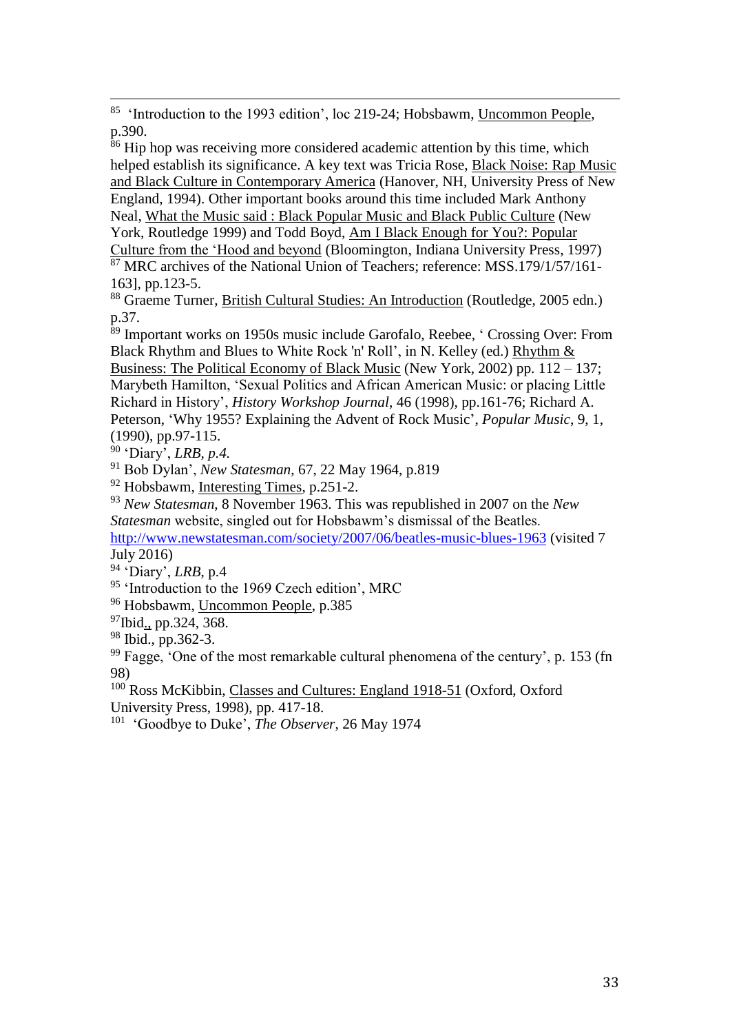[85] 'Introduction to the 1993 edition', loc 219-24; Hobsbawm, Uncommon People, p.390.

[86] Hip hop was receiving more considered academic attention by this time, which helped establish its significance. A key text was Tricia Rose, Black Noise: Rap Music and Black Culture in Contemporary America (Hanover, NH, University Press of New England, 1994). Other important books around this time included Mark Anthony Neal, What the Music said : Black Popular Music and Black Public Culture (New York, Routledge 1999) and Todd Boyd, Am I Black Enough for You?: Popular Culture from the 'Hood and beyond (Bloomington, Indiana University Press, 1997)

[87] MRC archives of the National Union of Teachers; reference: MSS.179/1/57/161-163], pp.123-5.

[88] Graeme Turner, British Cultural Studies: An Introduction (Routledge, 2005 edn.) p.37.

[89] Important works on 1950s music include Garofalo, Reebee, ' Crossing Over: From Black Rhythm and Blues to White Rock 'n' Roll', in N. Kelley (ed.) Rhythm & Business: The Political Economy of Black Music (New York, 2002) pp. 112 – 137; Marybeth Hamilton, 'Sexual Politics and African American Music: or placing Little Richard in History', *History Workshop Journal*, 46 (1998), pp.161-76; Richard A. Peterson, 'Why 1955? Explaining the Advent of Rock Music', *Popular Music*, 9, 1, (1990), pp.97-115.

[90] 'Diary', *LRB, p.4.*

[91] Bob Dylan', *New Statesman*, 67, 22 May 1964, p.819

[92] Hobsbawm, Interesting Times, p.251-2.

[93] *New Statesman*, 8 November 1963. This was republished in 2007 on the *New Statesman* website, singled out for Hobsbawm's dismissal of the Beatles. http://www.newstatesman.com/society/2007/06/beatles-music-blues-1963 (visited 7 July 2016)

[94] 'Diary', *LRB*, p.4

[95] 'Introduction to the 1969 Czech edition', MRC

[96] Hobsbawm, Uncommon People, p.385

[97] Ibid., pp.324, 368.

[98] Ibid., pp.362-3.

[99] Fagge, 'One of the most remarkable cultural phenomena of the century', p. 153 (fn 98)

[100] Ross McKibbin, Classes and Cultures: England 1918-51 (Oxford, Oxford University Press, 1998), pp. 417-18.

[101] 'Goodbye to Duke', *The Observer*, 26 May 1974